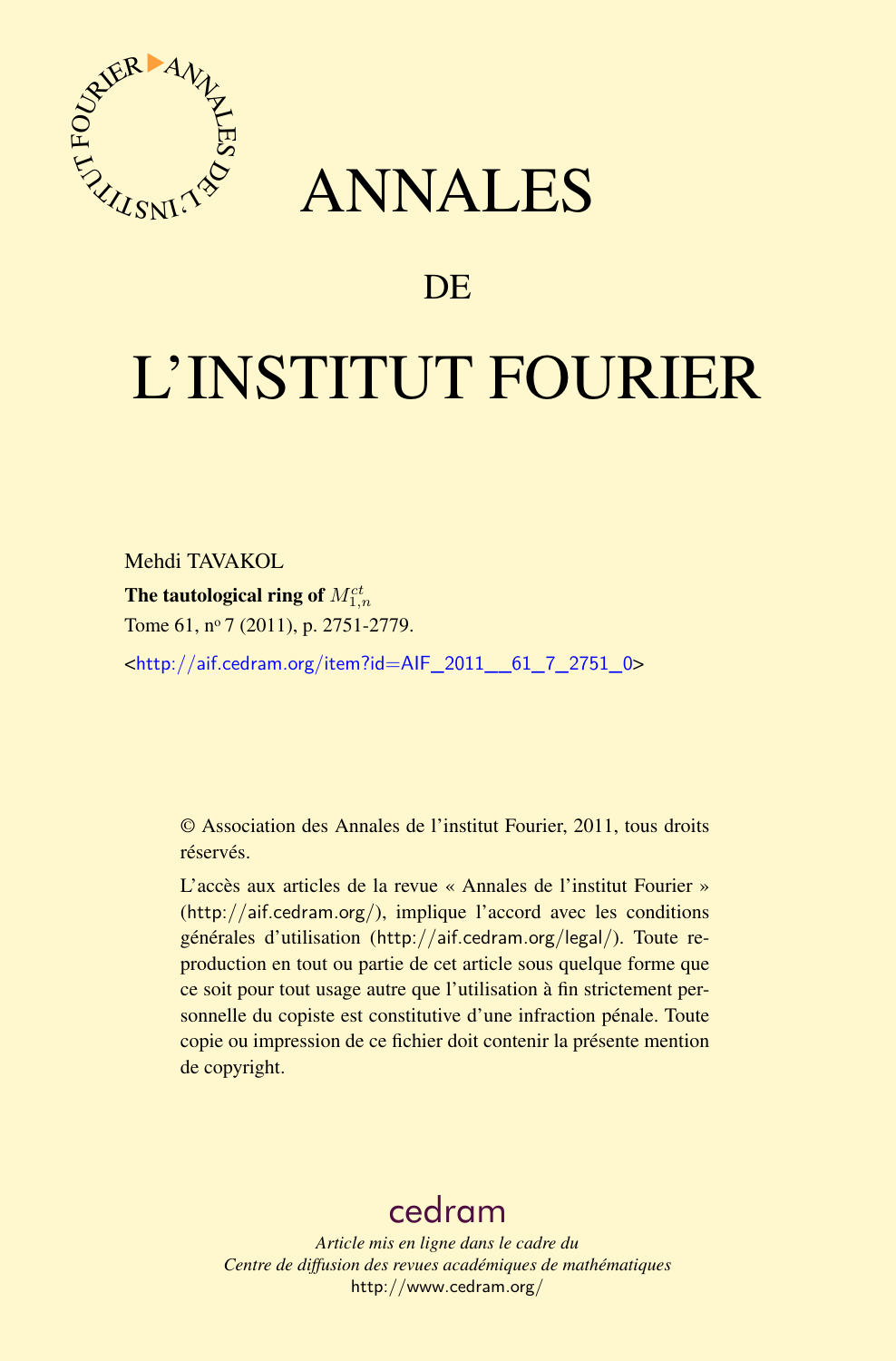# ANNALES

## DE

# L'INSTITUT FOURIER

Mehdi TAVAKOL

**The tautological ring of $M_{1,n}^{ct}$**

Tome 61, nº 7 (2011), p. 2751-2779.

<http://aif.cedram.org/item?id=AIF_2011__61_7_2751_0>

© Association des Annales de l'institut Fourier, 2011, tous droits réservés.

L'accès aux articles de la revue « Annales de l'institut Fourier » (http://aif.cedram.org/), implique l'accord avec les conditions générales d'utilisation (http://aif.cedram.org/legal/). Toute reproduction en tout ou partie de cet article sous quelque forme que ce soit pour tout usage autre que l'utilisation à fin strictement personnelle du copiste est constitutive d'une infraction pénale. Toute copie ou impression de ce fichier doit contenir la présente mention de copyright.

cedram

*Article mis en ligne dans le cadre du*
*Centre de diffusion des revues académiques de mathématiques*
http://www.cedram.org/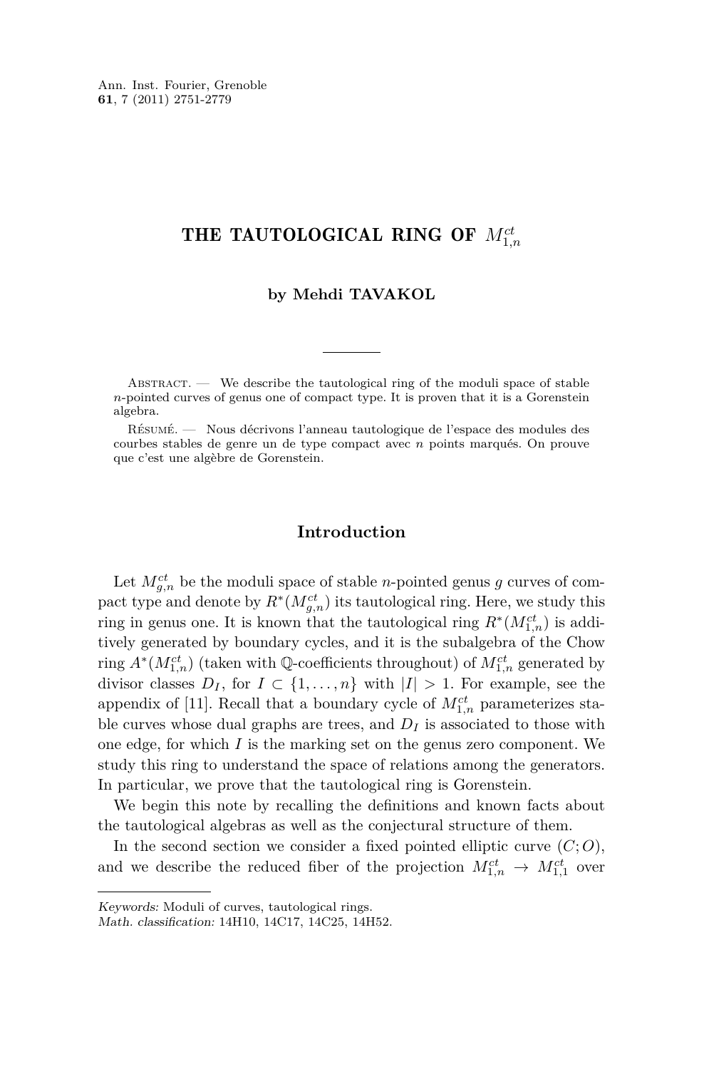# THE TAUTOLOGICAL RING OF $M_{1,n}^{ct}$

**by Mehdi TAVAKOL**

Abstract. — We describe the tautological ring of the moduli space of stable $n$-pointed curves of genus one of compact type. It is proven that it is a Gorenstein algebra.

Résumé. — Nous décrivons l'anneau tautologique de l'espace des modules des courbes stables de genre un de type compact avec $n$ points marqués. On prouve que c'est une algèbre de Gorenstein.

## Introduction

Let $M_{g,n}^{ct}$ be the moduli space of stable $n$-pointed genus $g$ curves of compact type and denote by $R^*(M_{g,n}^{ct})$ its tautological ring. Here, we study this ring in genus one. It is known that the tautological ring $R^*(M_{1,n}^{ct})$ is additively generated by boundary cycles, and it is the subalgebra of the Chow ring $A^*(M_{1,n}^{ct})$ (taken with $\mathbb{Q}$-coefficients throughout) of $M_{1,n}^{ct}$ generated by divisor classes $D_I$, for $I \subset \{1, \ldots, n\}$ with $|I| > 1$. For example, see the appendix of [11]. Recall that a boundary cycle of $M_{1,n}^{ct}$ parameterizes stable curves whose dual graphs are trees, and $D_I$ is associated to those with one edge, for which $I$ is the marking set on the genus zero component. We study this ring to understand the space of relations among the generators. In particular, we prove that the tautological ring is Gorenstein.

We begin this note by recalling the definitions and known facts about the tautological algebras as well as the conjectural structure of them.

In the second section we consider a fixed pointed elliptic curve $(C; O)$, and we describe the reduced fiber of the projection $M_{1,n}^{ct} \to M_{1,1}^{ct}$ over

*Keywords:* Moduli of curves, tautological rings.
*Math. classification:* 14H10, 14C17, 14C25, 14H52.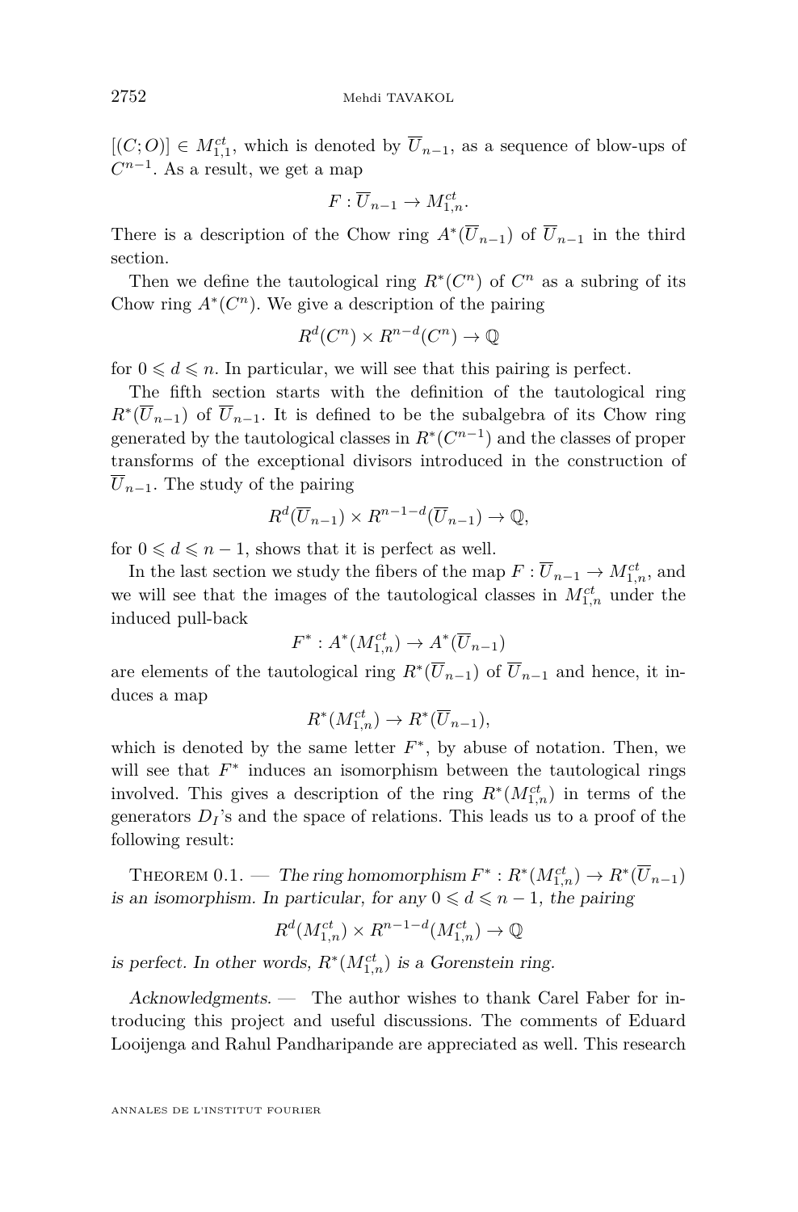$[(C;O)] \in M_{1,1}^{ct}$, which is denoted by $\overline{U}_{n-1}$, as a sequence of blow-ups of $C^{n-1}$. As a result, we get a map

$$F : \overline{U}_{n-1} \to M_{1,n}^{ct}.$$

There is a description of the Chow ring $A^*(\overline{U}_{n-1})$ of $\overline{U}_{n-1}$ in the third section.

Then we define the tautological ring $R^*(C^n)$ of $C^n$ as a subring of its Chow ring $A^*(C^n)$. We give a description of the pairing

$$R^d(C^n) \times R^{n-d}(C^n) \to \mathbb{Q}$$

for $0 \leqslant d \leqslant n$. In particular, we will see that this pairing is perfect.

The fifth section starts with the definition of the tautological ring $R^*(\overline{U}_{n-1})$ of $\overline{U}_{n-1}$. It is defined to be the subalgebra of its Chow ring generated by the tautological classes in $R^*(C^{n-1})$ and the classes of proper transforms of the exceptional divisors introduced in the construction of $\overline{U}_{n-1}$. The study of the pairing

$$R^d(\overline{U}_{n-1}) \times R^{n-1-d}(\overline{U}_{n-1}) \to \mathbb{Q},$$

for $0 \leqslant d \leqslant n-1$, shows that it is perfect as well.

In the last section we study the fibers of the map $F : \overline{U}_{n-1} \to M_{1,n}^{ct}$, and we will see that the images of the tautological classes in $M_{1,n}^{ct}$ under the induced pull-back

$$F^* : A^*(M_{1,n}^{ct}) \to A^*(\overline{U}_{n-1})$$

are elements of the tautological ring $R^*(\overline{U}_{n-1})$ of $\overline{U}_{n-1}$ and hence, it induces a map

$$R^*(M_{1,n}^{ct}) \to R^*(\overline{U}_{n-1}),$$

which is denoted by the same letter $F^*$, by abuse of notation. Then, we will see that $F^*$ induces an isomorphism between the tautological rings involved. This gives a description of the ring $R^*(M_{1,n}^{ct})$ in terms of the generators $D_I$'s and the space of relations. This leads us to a proof of the following result:

Theorem 0.1. — *The ring homomorphism $F^* : R^*(M_{1,n}^{ct}) \to R^*(\overline{U}_{n-1})$ is an isomorphism. In particular, for any $0 \leqslant d \leqslant n-1$, the pairing*

$$R^d(M_{1,n}^{ct}) \times R^{n-1-d}(M_{1,n}^{ct}) \to \mathbb{Q}$$

*is perfect. In other words, $R^*(M_{1,n}^{ct})$ is a Gorenstein ring.*

*Acknowledgments.* — The author wishes to thank Carel Faber for introducing this project and useful discussions. The comments of Eduard Looijenga and Rahul Pandharipande are appreciated as well. This research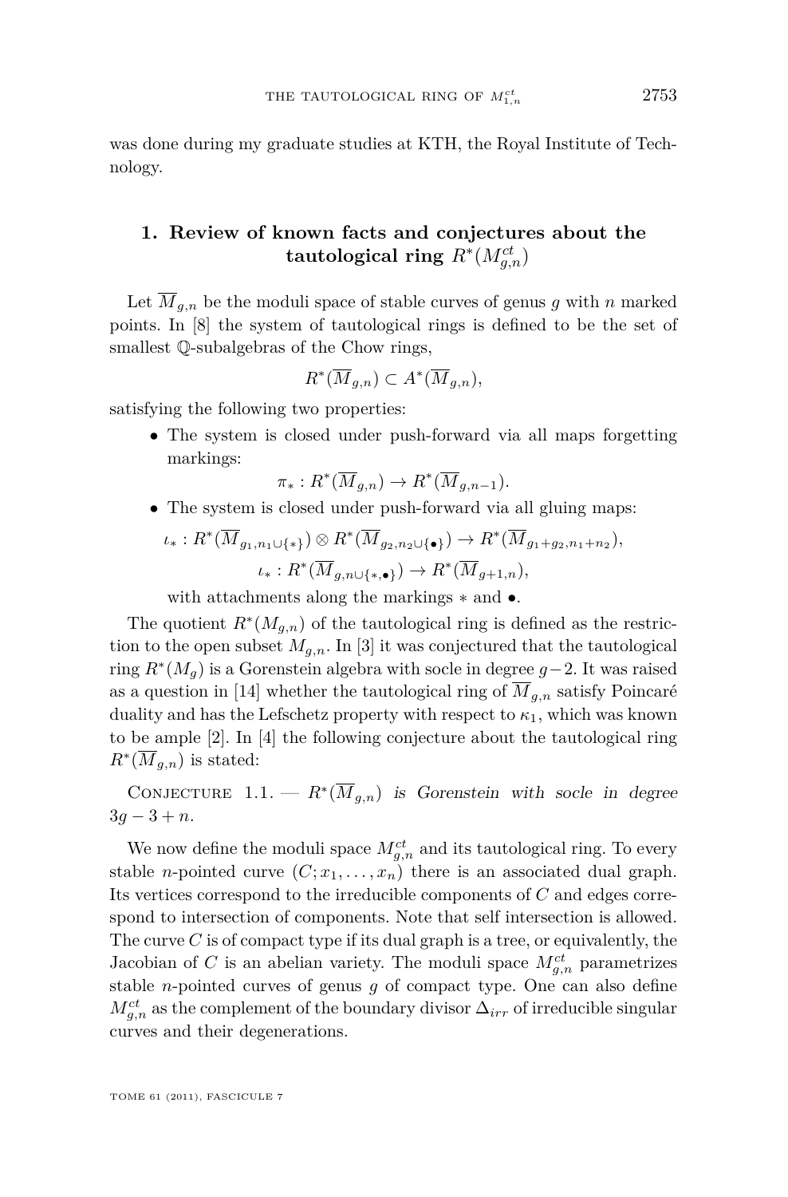was done during my graduate studies at KTH, the Royal Institute of Technology.

## 1. Review of known facts and conjectures about the tautological ring $R^*(M^{ct}_{g,n})$

Let $\overline{M}_{g,n}$ be the moduli space of stable curves of genus $g$ with $n$ marked points. In [8] the system of tautological rings is defined to be the set of smallest $\mathbb{Q}$-subalgebras of the Chow rings,

$$R^*(\overline{M}_{g,n}) \subset A^*(\overline{M}_{g,n}),$$

satisfying the following two properties:

- The system is closed under push-forward via all maps forgetting markings:
$$\pi_* : R^*(\overline{M}_{g,n}) \to R^*(\overline{M}_{g,n-1}).$$
- The system is closed under push-forward via all gluing maps:
$$\iota_* : R^*(\overline{M}_{g_1,n_1\cup\{*\}}) \otimes R^*(\overline{M}_{g_2,n_2\cup\{\bullet\}}) \to R^*(\overline{M}_{g_1+g_2,n_1+n_2}),$$
$$\iota_* : R^*(\overline{M}_{g,n\cup\{*,\bullet\}}) \to R^*(\overline{M}_{g+1,n}),$$
with attachments along the markings $*$ and $\bullet$.

The quotient $R^*(M_{g,n})$ of the tautological ring is defined as the restriction to the open subset $M_{g,n}$. In [3] it was conjectured that the tautological ring $R^*(M_g)$ is a Gorenstein algebra with socle in degree $g-2$. It was raised as a question in [14] whether the tautological ring of $\overline{M}_{g,n}$ satisfy Poincaré duality and has the Lefschetz property with respect to $\kappa_1$, which was known to be ample [2]. In [4] the following conjecture about the tautological ring $R^*(\overline{M}_{g,n})$ is stated:

Conjecture 1.1. — *$R^*(\overline{M}_{g,n})$ is Gorenstein with socle in degree $3g-3+n$.*

We now define the moduli space $M^{ct}_{g,n}$ and its tautological ring. To every stable $n$-pointed curve $(C; x_1, \dots, x_n)$ there is an associated dual graph. Its vertices correspond to the irreducible components of $C$ and edges correspond to intersection of components. Note that self intersection is allowed. The curve $C$ is of compact type if its dual graph is a tree, or equivalently, the Jacobian of $C$ is an abelian variety. The moduli space $M^{ct}_{g,n}$ parametrizes stable $n$-pointed curves of genus $g$ of compact type. One can also define $M^{ct}_{g,n}$ as the complement of the boundary divisor $\Delta_{irr}$ of irreducible singular curves and their degenerations.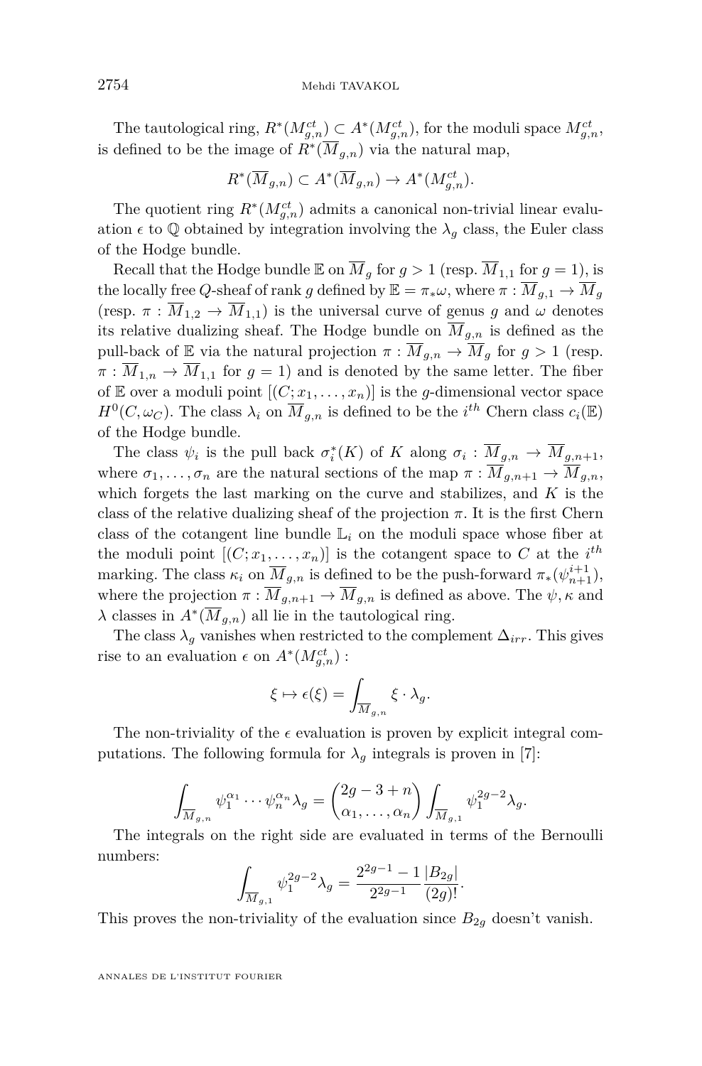The tautological ring, $R^*(M_{g,n}^{ct}) \subset A^*(M_{g,n}^{ct})$, for the moduli space $M_{g,n}^{ct}$, is defined to be the image of $R^*(\overline{M}_{g,n})$ via the natural map,

$$R^*(\overline{M}_{g,n}) \subset A^*(\overline{M}_{g,n}) \to A^*(M_{g,n}^{ct}).$$

The quotient ring $R^*(M_{g,n}^{ct})$ admits a canonical non-trivial linear evaluation $\epsilon$ to $\mathbb{Q}$ obtained by integration involving the $\lambda_g$ class, the Euler class of the Hodge bundle.

Recall that the Hodge bundle $\mathbb{E}$ on $\overline{M}_g$ for $g > 1$ (resp. $\overline{M}_{1,1}$ for $g = 1$), is the locally free $Q$-sheaf of rank $g$ defined by $\mathbb{E} = \pi_* \omega$, where $\pi : \overline{M}_{g,1} \to \overline{M}_g$ (resp. $\pi : \overline{M}_{1,2} \to \overline{M}_{1,1}$) is the universal curve of genus $g$ and $\omega$ denotes its relative dualizing sheaf. The Hodge bundle on $\overline{M}_{g,n}$ is defined as the pull-back of $\mathbb{E}$ via the natural projection $\pi : \overline{M}_{g,n} \to \overline{M}_g$ for $g > 1$ (resp. $\pi : \overline{M}_{1,n} \to \overline{M}_{1,1}$ for $g = 1$) and is denoted by the same letter. The fiber of $\mathbb{E}$ over a moduli point $[(C; x_1, \ldots, x_n)]$ is the $g$-dimensional vector space $H^0(C, \omega_C)$. The class $\lambda_i$ on $\overline{M}_{g,n}$ is defined to be the $i^{th}$ Chern class $c_i(\mathbb{E})$ of the Hodge bundle.

The class $\psi_i$ is the pull back $\sigma_i^*(K)$ of $K$ along $\sigma_i : \overline{M}_{g,n} \to \overline{M}_{g,n+1}$, where $\sigma_1, \ldots, \sigma_n$ are the natural sections of the map $\pi : \overline{M}_{g,n+1} \to \overline{M}_{g,n}$, which forgets the last marking on the curve and stabilizes, and $K$ is the class of the relative dualizing sheaf of the projection $\pi$. It is the first Chern class of the cotangent line bundle $\mathbb{L}_i$ on the moduli space whose fiber at the moduli point $[(C; x_1, \ldots, x_n)]$ is the cotangent space to $C$ at the $i^{th}$ marking. The class $\kappa_i$ on $\overline{M}_{g,n}$ is defined to be the push-forward $\pi_*(\psi_{n+1}^{i+1})$, where the projection $\pi : \overline{M}_{g,n+1} \to \overline{M}_{g,n}$ is defined as above. The $\psi, \kappa$ and $\lambda$ classes in $A^*(\overline{M}_{g,n})$ all lie in the tautological ring.

The class $\lambda_g$ vanishes when restricted to the complement $\Delta_{irr}$. This gives rise to an evaluation $\epsilon$ on $A^*(M_{g,n}^{ct})$ :

$$\xi \mapsto \epsilon(\xi) = \int_{\overline{M}_{g,n}} \xi \cdot \lambda_g.$$

The non-triviality of the $\epsilon$ evaluation is proven by explicit integral computations. The following formula for $\lambda_g$ integrals is proven in [7]:

$$\int_{\overline{M}_{g,n}} \psi_1^{\alpha_1} \cdots \psi_n^{\alpha_n} \lambda_g = \binom{2g-3+n}{\alpha_1, \ldots, \alpha_n} \int_{\overline{M}_{g,1}} \psi_1^{2g-2} \lambda_g.$$

The integrals on the right side are evaluated in terms of the Bernoulli numbers:

$$\int_{\overline{M}_{g,1}} \psi_1^{2g-2} \lambda_g = \frac{2^{2g-1}-1}{2^{2g-1}} \frac{|B_{2g}|}{(2g)!}.$$

This proves the non-triviality of the evaluation since $B_{2g}$ doesn't vanish.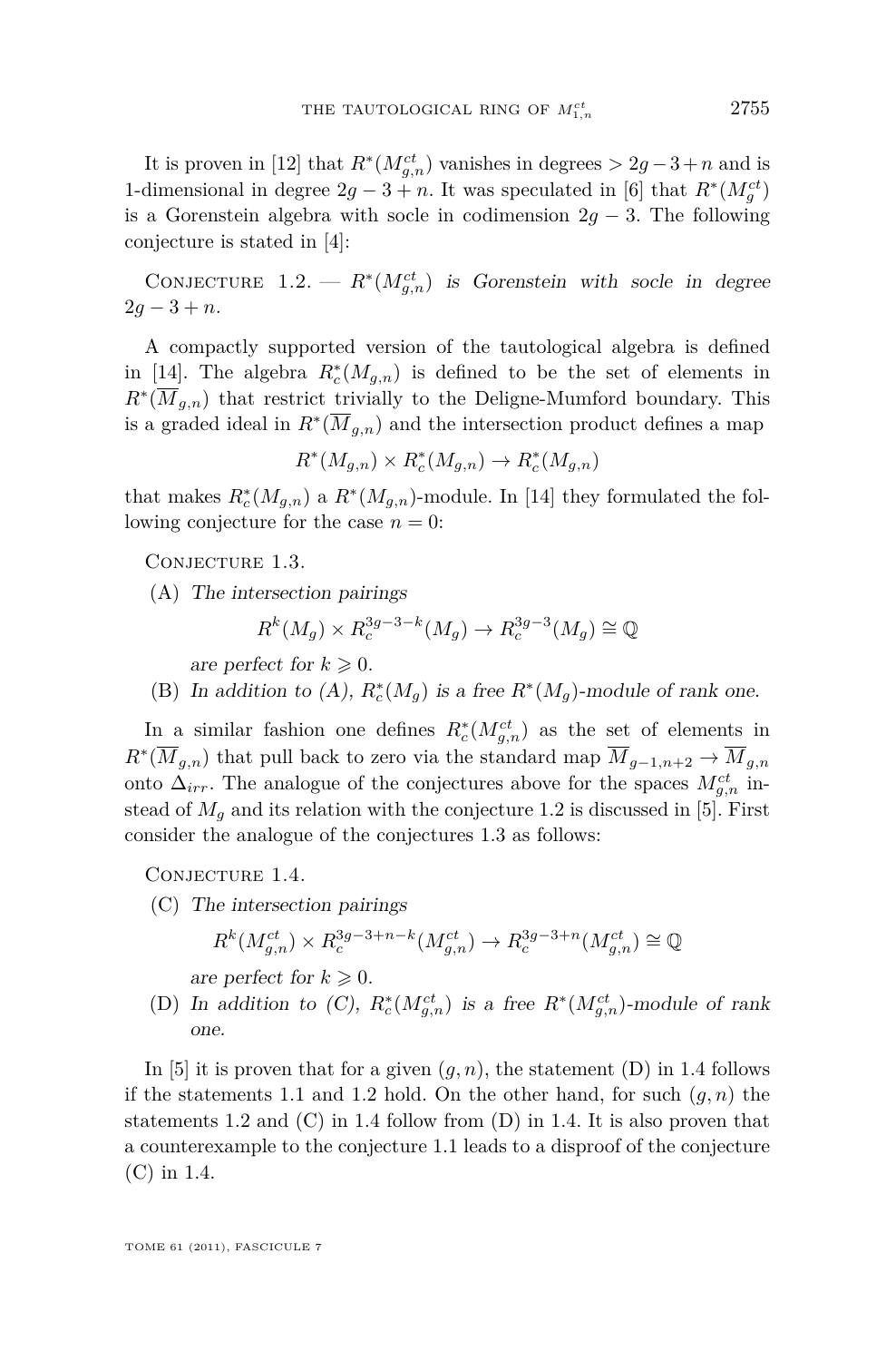It is proven in [12] that $R^*(M^{ct}_{g,n})$ vanishes in degrees $> 2g-3+n$ and is 1-dimensional in degree $2g-3+n$. It was speculated in [6] that $R^*(M^{ct}_g)$ is a Gorenstein algebra with socle in codimension $2g-3$. The following conjecture is stated in [4]:

Conjecture 1.2. — *$R^*(M^{ct}_{g,n})$ is Gorenstein with socle in degree $2g-3+n$.*

A compactly supported version of the tautological algebra is defined in [14]. The algebra $R^*_c(M_{g,n})$ is defined to be the set of elements in $R^*(\overline{M}_{g,n})$ that restrict trivially to the Deligne-Mumford boundary. This is a graded ideal in $R^*(\overline{M}_{g,n})$ and the intersection product defines a map

$$R^*(M_{g,n}) \times R^*_c(M_{g,n}) \to R^*_c(M_{g,n})$$

that makes $R^*_c(M_{g,n})$ a $R^*(M_{g,n})$-module. In [14] they formulated the following conjecture for the case $n = 0$:

Conjecture 1.3.

(A) *The intersection pairings*

$$R^k(M_g) \times R^{3g-3-k}_c(M_g) \to R^{3g-3}_c(M_g) \cong \mathbb{Q}$$

*are perfect for $k \geqslant 0$.*

(B) *In addition to (A), $R^*_c(M_g)$ is a free $R^*(M_g)$-module of rank one.*

In a similar fashion one defines $R^*_c(M^{ct}_{g,n})$ as the set of elements in $R^*(\overline{M}_{g,n})$ that pull back to zero via the standard map $\overline{M}_{g-1,n+2} \to \overline{M}_{g,n}$ onto $\Delta_{irr}$. The analogue of the conjectures above for the spaces $M^{ct}_{g,n}$ instead of $M_g$ and its relation with the conjecture 1.2 is discussed in [5]. First consider the analogue of the conjectures 1.3 as follows:

Conjecture 1.4.

(C) *The intersection pairings*

$$R^k(M^{ct}_{g,n}) \times R^{3g-3+n-k}_c(M^{ct}_{g,n}) \to R^{3g-3+n}_c(M^{ct}_{g,n}) \cong \mathbb{Q}$$

*are perfect for $k \geqslant 0$.*

(D) *In addition to (C), $R^*_c(M^{ct}_{g,n})$ is a free $R^*(M^{ct}_{g,n})$-module of rank one.*

In [5] it is proven that for a given $(g, n)$, the statement (D) in 1.4 follows if the statements 1.1 and 1.2 hold. On the other hand, for such $(g, n)$ the statements 1.2 and (C) in 1.4 follow from (D) in 1.4. It is also proven that a counterexample to the conjecture 1.1 leads to a disproof of the conjecture (C) in 1.4.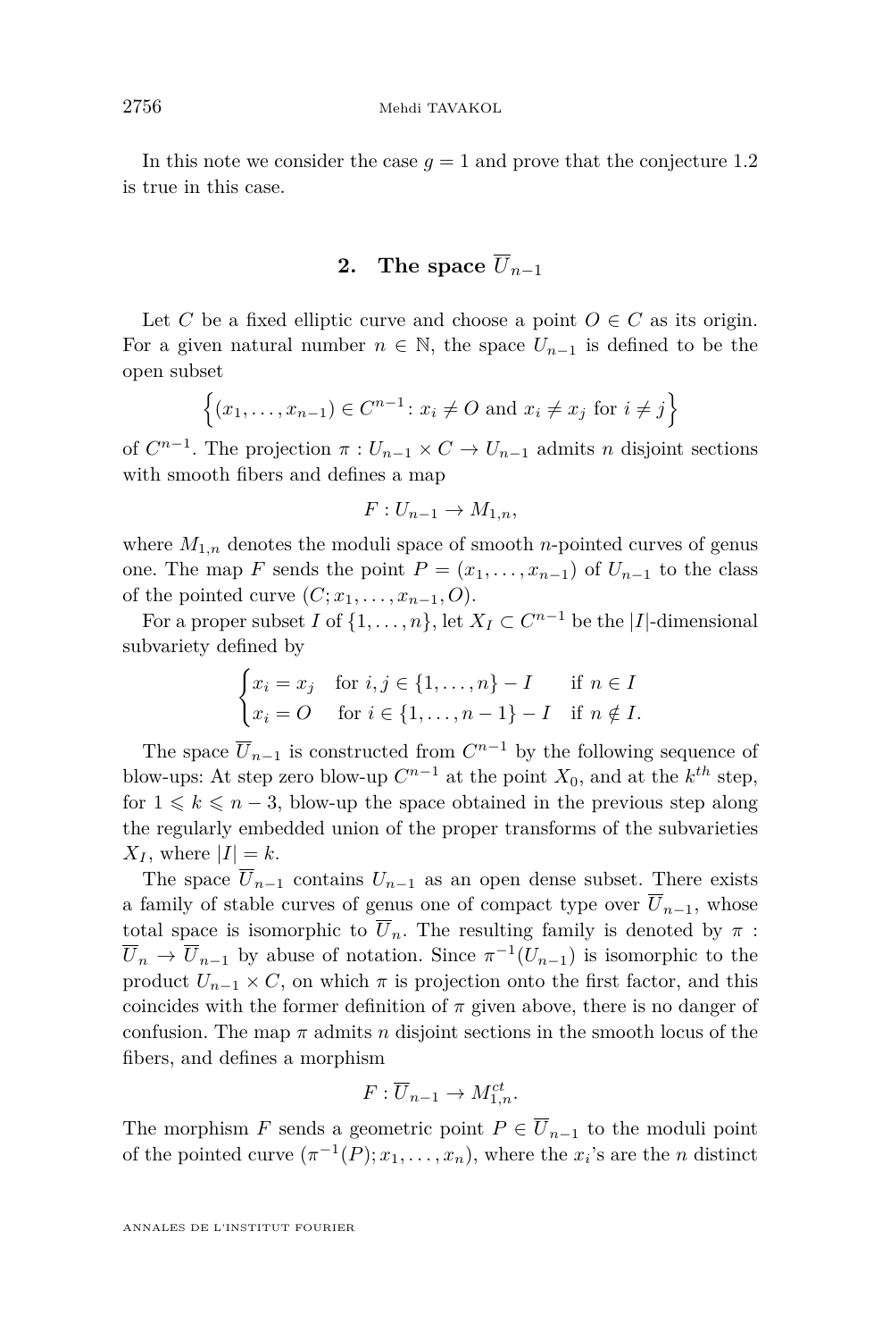In this note we consider the case $g = 1$ and prove that the conjecture 1.2 is true in this case.

## 2. The space $\overline{U}_{n-1}$

Let $C$ be a fixed elliptic curve and choose a point $O \in C$ as its origin. For a given natural number $n \in \mathbb{N}$, the space $U_{n-1}$ is defined to be the open subset

$$\Big\{(x_1, \ldots, x_{n-1}) \in C^{n-1} \colon x_i \neq O \text{ and } x_i \neq x_j \text{ for } i \neq j\Big\}$$

of $C^{n-1}$. The projection $\pi : U_{n-1} \times C \to U_{n-1}$ admits $n$ disjoint sections with smooth fibers and defines a map

$$F : U_{n-1} \to M_{1,n},$$

where $M_{1,n}$ denotes the moduli space of smooth $n$-pointed curves of genus one. The map $F$ sends the point $P = (x_1, \ldots, x_{n-1})$ of $U_{n-1}$ to the class of the pointed curve $(C; x_1, \ldots, x_{n-1}, O)$.

For a proper subset $I$ of $\{1, \ldots, n\}$, let $X_I \subset C^{n-1}$ be the $|I|$-dimensional subvariety defined by

$$\begin{cases} x_i = x_j & \text{for } i, j \in \{1, \ldots, n\} - I \quad \text{if } n \in I \\ x_i = O & \text{for } i \in \{1, \ldots, n-1\} - I \quad \text{if } n \notin I. \end{cases}$$

The space $\overline{U}_{n-1}$ is constructed from $C^{n-1}$ by the following sequence of blow-ups: At step zero blow-up $C^{n-1}$ at the point $X_0$, and at the $k^{th}$ step, for $1 \leqslant k \leqslant n-3$, blow-up the space obtained in the previous step along the regularly embedded union of the proper transforms of the subvarieties $X_I$, where $|I| = k$.

The space $\overline{U}_{n-1}$ contains $U_{n-1}$ as an open dense subset. There exists a family of stable curves of genus one of compact type over $\overline{U}_{n-1}$, whose total space is isomorphic to $\overline{U}_n$. The resulting family is denoted by $\pi : \overline{U}_n \to \overline{U}_{n-1}$ by abuse of notation. Since $\pi^{-1}(U_{n-1})$ is isomorphic to the product $U_{n-1} \times C$, on which $\pi$ is projection onto the first factor, and this coincides with the former definition of $\pi$ given above, there is no danger of confusion. The map $\pi$ admits $n$ disjoint sections in the smooth locus of the fibers, and defines a morphism

$$F : \overline{U}_{n-1} \to M^{ct}_{1,n}.$$

The morphism $F$ sends a geometric point $P \in \overline{U}_{n-1}$ to the moduli point of the pointed curve $(\pi^{-1}(P); x_1, \ldots, x_n)$, where the $x_i$'s are the $n$ distinct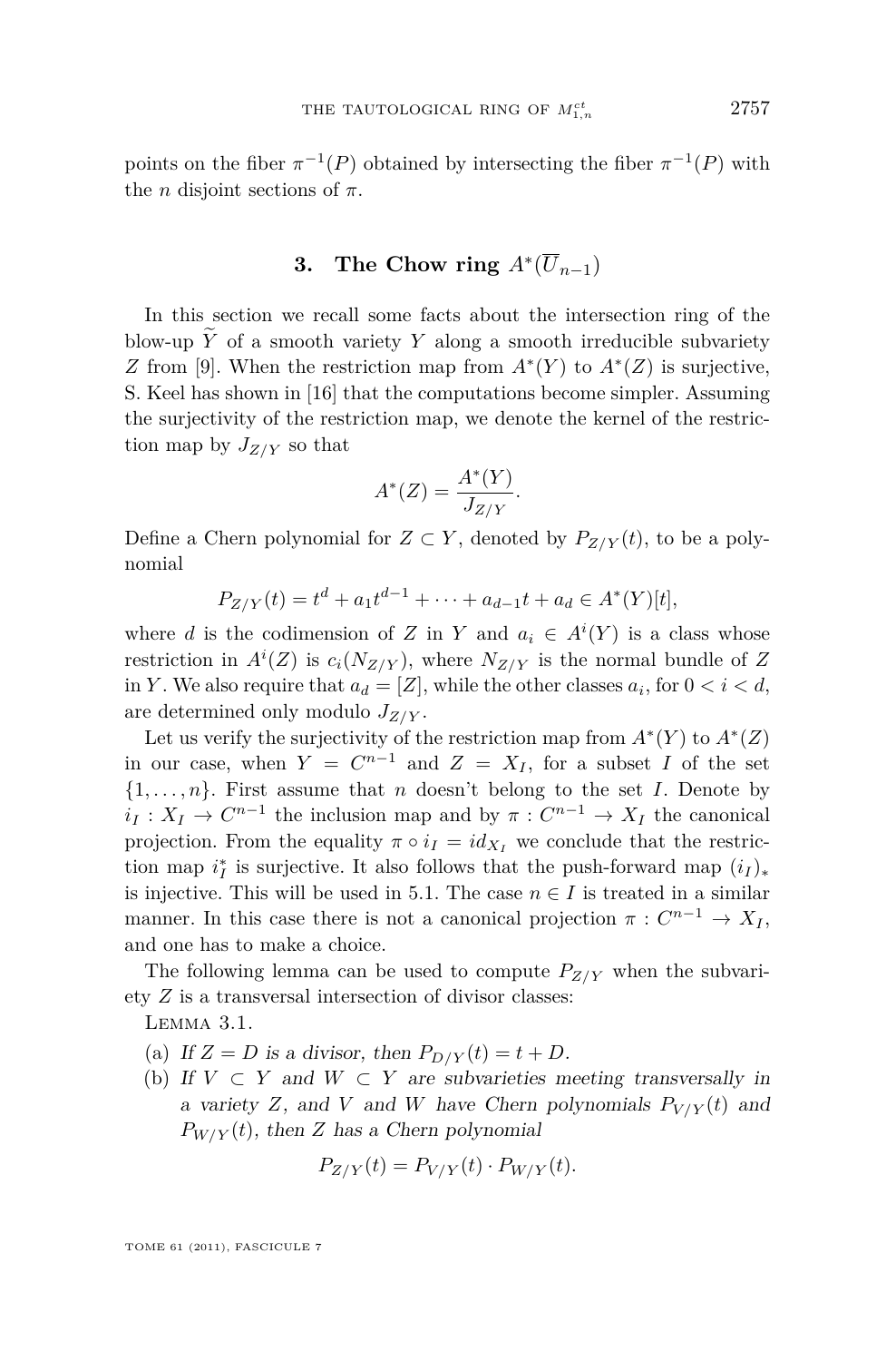points on the fiber $\pi^{-1}(P)$ obtained by intersecting the fiber $\pi^{-1}(P)$ with the $n$ disjoint sections of $\pi$.

## 3. The Chow ring $A^*(\overline{U}_{n-1})$

In this section we recall some facts about the intersection ring of the blow-up $\widetilde{Y}$ of a smooth variety $Y$ along a smooth irreducible subvariety $Z$ from [9]. When the restriction map from $A^*(Y)$ to $A^*(Z)$ is surjective, S. Keel has shown in [16] that the computations become simpler. Assuming the surjectivity of the restriction map, we denote the kernel of the restriction map by $J_{Z/Y}$ so that

$$A^*(Z) = \frac{A^*(Y)}{J_{Z/Y}}.$$

Define a Chern polynomial for $Z \subset Y$, denoted by $P_{Z/Y}(t)$, to be a polynomial

$$P_{Z/Y}(t) = t^d + a_1 t^{d-1} + \cdots + a_{d-1}t + a_d \in A^*(Y)[t],$$

where $d$ is the codimension of $Z$ in $Y$ and $a_i \in A^i(Y)$ is a class whose restriction in $A^i(Z)$ is $c_i(N_{Z/Y})$, where $N_{Z/Y}$ is the normal bundle of $Z$ in $Y$. We also require that $a_d = [Z]$, while the other classes $a_i$, for $0 < i < d$, are determined only modulo $J_{Z/Y}$.

Let us verify the surjectivity of the restriction map from $A^*(Y)$ to $A^*(Z)$ in our case, when $Y = C^{n-1}$ and $Z = X_I$, for a subset $I$ of the set $\{1, \ldots, n\}$. First assume that $n$ doesn't belong to the set $I$. Denote by $i_I : X_I \to C^{n-1}$ the inclusion map and by $\pi : C^{n-1} \to X_I$ the canonical projection. From the equality $\pi \circ i_I = id_{X_I}$ we conclude that the restriction map $i_I^*$ is surjective. It also follows that the push-forward map $(i_I)_*$ is injective. This will be used in 5.1. The case $n \in I$ is treated in a similar manner. In this case there is not a canonical projection $\pi : C^{n-1} \to X_I$, and one has to make a choice.

The following lemma can be used to compute $P_{Z/Y}$ when the subvariety $Z$ is a transversal intersection of divisor classes:

Lemma 3.1.

(a) *If $Z = D$ is a divisor, then $P_{D/Y}(t) = t + D$.*

(b) *If $V \subset Y$ and $W \subset Y$ are subvarieties meeting transversally in a variety $Z$, and $V$ and $W$ have Chern polynomials $P_{V/Y}(t)$ and $P_{W/Y}(t)$, then $Z$ has a Chern polynomial*

$$P_{Z/Y}(t) = P_{V/Y}(t) \cdot P_{W/Y}(t).$$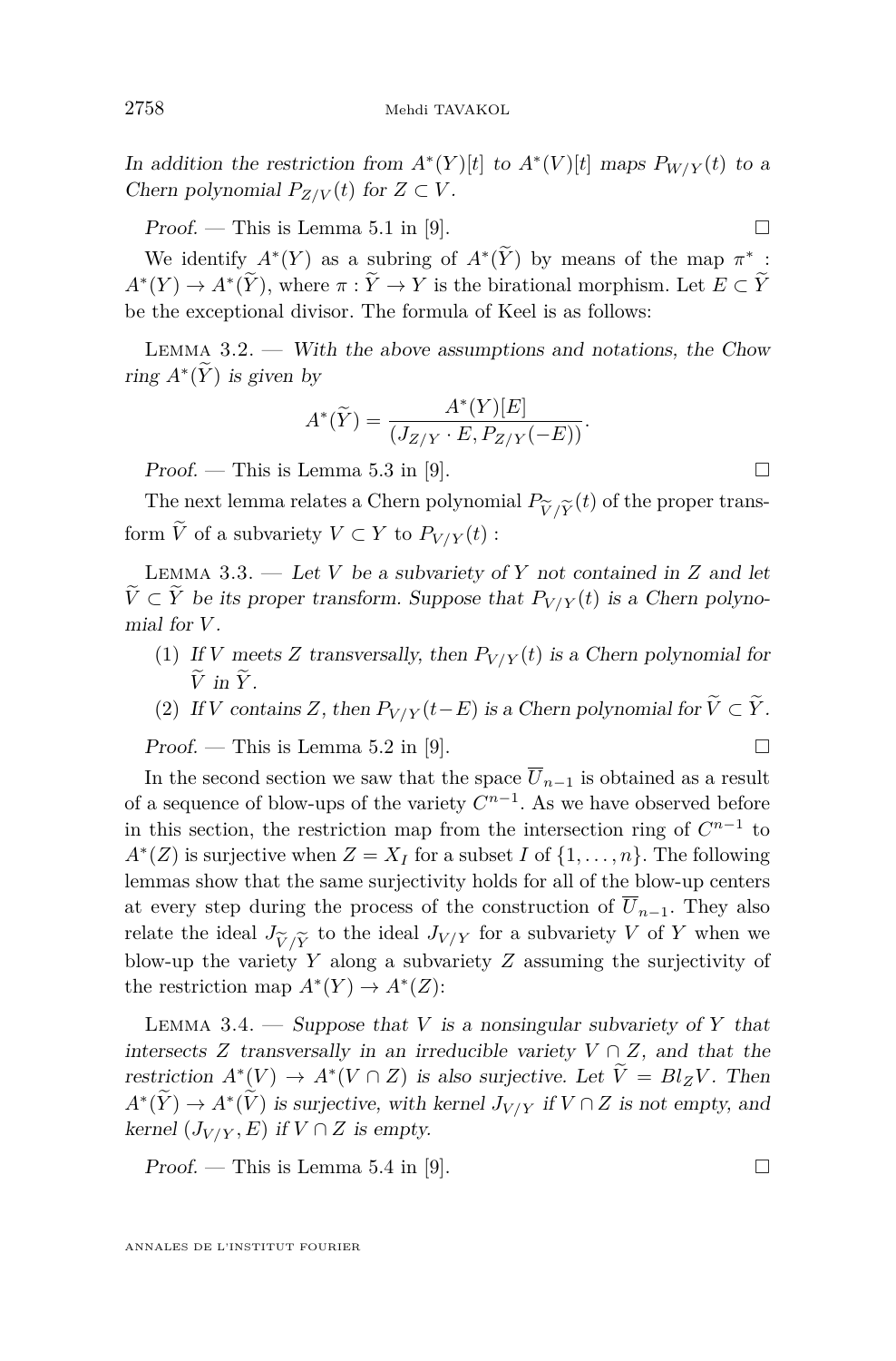*In addition the restriction from $A^*(Y)[t]$ to $A^*(V)[t]$ maps $P_{W/Y}(t)$ to a Chern polynomial $P_{Z/V}(t)$ for $Z \subset V$.*

*Proof.* — This is Lemma 5.1 in [9]. □

We identify $A^*(Y)$ as a subring of $A^*(\widetilde{Y})$ by means of the map $\pi^* : A^*(Y) \to A^*(\widetilde{Y})$, where $\pi : \widetilde{Y} \to Y$ is the birational morphism. Let $E \subset \widetilde{Y}$ be the exceptional divisor. The formula of Keel is as follows:

Lemma 3.2. — *With the above assumptions and notations, the Chow ring $A^*(\widetilde{Y})$ is given by*

$$A^*(\widetilde{Y}) = \frac{A^*(Y)[E]}{(J_{Z/Y} \cdot E, P_{Z/Y}(-E))}.$$

*Proof.* — This is Lemma 5.3 in [9]. □

The next lemma relates a Chern polynomial $P_{\widetilde{V}/\widetilde{Y}}(t)$ of the proper transform $\widetilde{V}$ of a subvariety $V \subset Y$ to $P_{V/Y}(t)$ :

Lemma 3.3. — *Let $V$ be a subvariety of $Y$ not contained in $Z$ and let $\widetilde{V} \subset \widetilde{Y}$ be its proper transform. Suppose that $P_{V/Y}(t)$ is a Chern polynomial for $V$.*

1. *If $V$ meets $Z$ transversally, then $P_{V/Y}(t)$ is a Chern polynomial for $\widetilde{V}$ in $\widetilde{Y}$.*
2. *If $V$ contains $Z$, then $P_{V/Y}(t-E)$ is a Chern polynomial for $\widetilde{V} \subset \widetilde{Y}$.*

*Proof.* — This is Lemma 5.2 in [9]. □

In the second section we saw that the space $\overline{U}_{n-1}$ is obtained as a result of a sequence of blow-ups of the variety $C^{n-1}$. As we have observed before in this section, the restriction map from the intersection ring of $C^{n-1}$ to $A^*(Z)$ is surjective when $Z = X_I$ for a subset $I$ of $\{1, \dots, n\}$. The following lemmas show that the same surjectivity holds for all of the blow-up centers at every step during the process of the construction of $\overline{U}_{n-1}$. They also relate the ideal $J_{\widetilde{V}/\widetilde{Y}}$ to the ideal $J_{V/Y}$ for a subvariety $V$ of $Y$ when we blow-up the variety $Y$ along a subvariety $Z$ assuming the surjectivity of the restriction map $A^*(Y) \to A^*(Z)$:

Lemma 3.4. — *Suppose that $V$ is a nonsingular subvariety of $Y$ that intersects $Z$ transversally in an irreducible variety $V \cap Z$, and that the restriction $A^*(V) \to A^*(V \cap Z)$ is also surjective. Let $\widetilde{V} = Bl_Z V$. Then $A^*(\widetilde{Y}) \to A^*(\widetilde{V})$ is surjective, with kernel $J_{V/Y}$ if $V \cap Z$ is not empty, and kernel $(J_{V/Y}, E)$ if $V \cap Z$ is empty.*

*Proof.* — This is Lemma 5.4 in [9]. □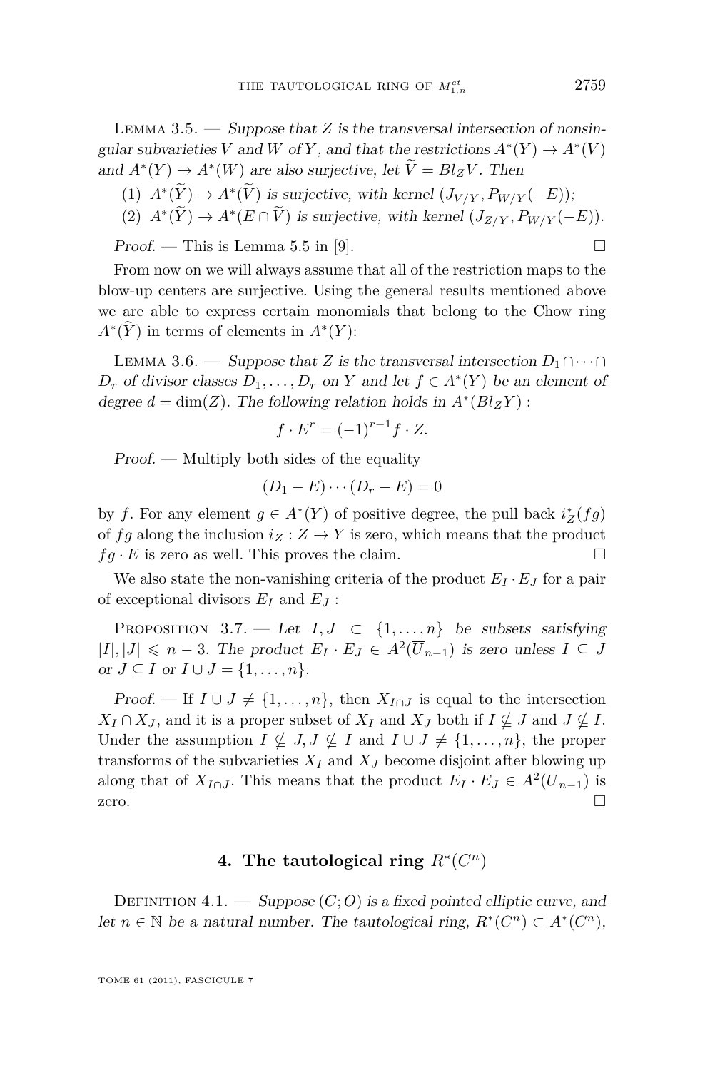Lemma 3.5. — *Suppose that $Z$ is the transversal intersection of nonsingular subvarieties $V$ and $W$ of $Y$, and that the restrictions $A^*(Y) \to A^*(V)$ and $A^*(Y) \to A^*(W)$ are also surjective, let $\widetilde{V} = Bl_Z V$. Then*

1. *$A^*(\widetilde{Y}) \to A^*(\widetilde{V})$ is surjective, with kernel $(J_{V/Y}, P_{W/Y}(-E))$;*
2. *$A^*(\widetilde{Y}) \to A^*(E \cap \widetilde{V})$ is surjective, with kernel $(J_{Z/Y}, P_{W/Y}(-E))$.*

*Proof.* — This is Lemma 5.5 in [9]. □

From now on we will always assume that all of the restriction maps to the blow-up centers are surjective. Using the general results mentioned above we are able to express certain monomials that belong to the Chow ring $A^*(\widetilde{Y})$ in terms of elements in $A^*(Y)$:

Lemma 3.6. — *Suppose that $Z$ is the transversal intersection $D_1 \cap \cdots \cap D_r$ of divisor classes $D_1, \ldots, D_r$ on $Y$ and let $f \in A^*(Y)$ be an element of degree $d = \dim(Z)$. The following relation holds in $A^*(Bl_Z Y)$ :*

$$f \cdot E^r = (-1)^{r-1} f \cdot Z.$$

*Proof.* — Multiply both sides of the equality

$$(D_1 - E) \cdots (D_r - E) = 0$$

by $f$. For any element $g \in A^*(Y)$ of positive degree, the pull back $i_Z^*(fg)$ of $fg$ along the inclusion $i_Z : Z \to Y$ is zero, which means that the product $fg \cdot E$ is zero as well. This proves the claim. □

We also state the non-vanishing criteria of the product $E_I \cdot E_J$ for a pair of exceptional divisors $E_I$ and $E_J$ :

Proposition 3.7. — *Let $I, J \subset \{1, \ldots, n\}$ be subsets satisfying $|I|, |J| \leqslant n-3$. The product $E_I \cdot E_J \in A^2(\overline{U}_{n-1})$ is zero unless $I \subseteq J$ or $J \subseteq I$ or $I \cup J = \{1, \ldots, n\}$.*

*Proof.* — If $I \cup J \neq \{1, \ldots, n\}$, then $X_{I \cap J}$ is equal to the intersection $X_I \cap X_J$, and it is a proper subset of $X_I$ and $X_J$ both if $I \nsubseteq J$ and $J \nsubseteq I$. Under the assumption $I \nsubseteq J, J \nsubseteq I$ and $I \cup J \neq \{1, \ldots, n\}$, the proper transforms of the subvarieties $X_I$ and $X_J$ become disjoint after blowing up along that of $X_{I \cap J}$. This means that the product $E_I \cdot E_J \in A^2(\overline{U}_{n-1})$ is zero. □

## 4. The tautological ring $R^*(C^n)$

Definition 4.1. — *Suppose $(C; O)$ is a fixed pointed elliptic curve, and let $n \in \mathbb{N}$ be a natural number. The tautological ring, $R^*(C^n) \subset A^*(C^n)$,*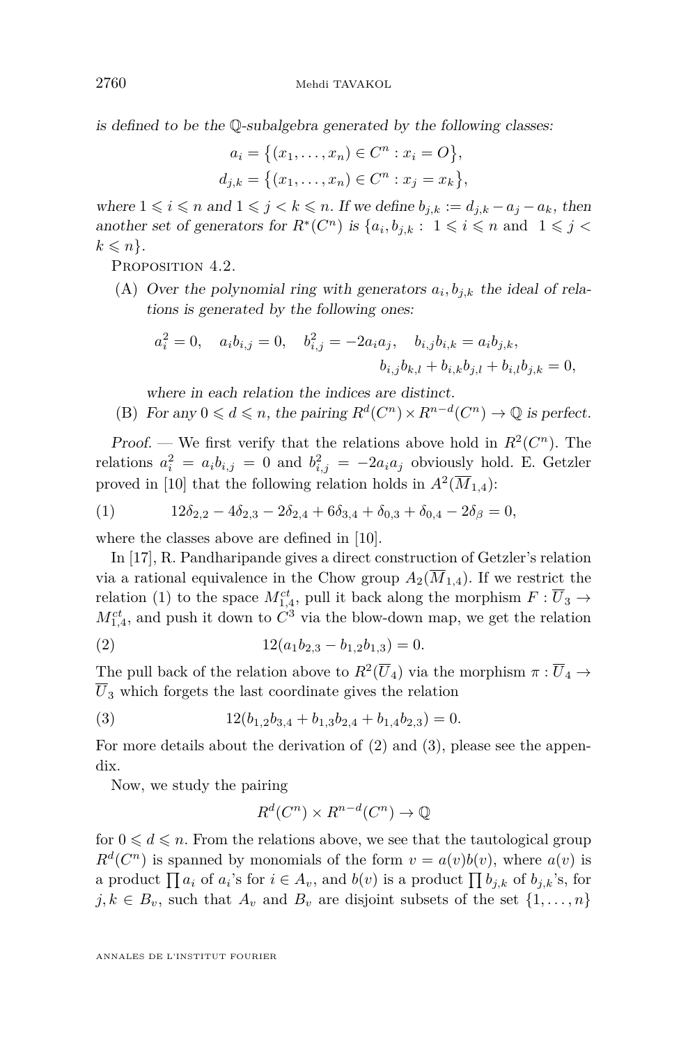*is defined to be the $\mathbb{Q}$-subalgebra generated by the following classes:*

$$a_i = \{(x_1, \dots, x_n) \in C^n : x_i = O\},$$
$$d_{j,k} = \{(x_1, \dots, x_n) \in C^n : x_j = x_k\},$$

*where $1 \leqslant i \leqslant n$ and $1 \leqslant j < k \leqslant n$. If we define $b_{j,k} := d_{j,k} - a_j - a_k$, then another set of generators for $R^*(C^n)$ is $\{a_i, b_{j,k} :\ 1 \leqslant i \leqslant n$ and $1 \leqslant j < k \leqslant n\}$.*

Proposition 4.2.

(A) *Over the polynomial ring with generators $a_i, b_{j,k}$ the ideal of relations is generated by the following ones:*

$$a_i^2 = 0, \quad a_i b_{i,j} = 0, \quad b_{i,j}^2 = -2a_i a_j, \quad b_{i,j}b_{i,k} = a_i b_{j,k},$$
$$b_{i,j}b_{k,l} + b_{i,k}b_{j,l} + b_{i,l}b_{j,k} = 0,$$

*where in each relation the indices are distinct.*

(B) *For any $0 \leqslant d \leqslant n$, the pairing $R^d(C^n) \times R^{n-d}(C^n) \to \mathbb{Q}$ is perfect.*

*Proof.* — We first verify that the relations above hold in $R^2(C^n)$. The relations $a_i^2 = a_i b_{i,j} = 0$ and $b_{i,j}^2 = -2a_i a_j$ obviously hold. E. Getzler proved in [10] that the following relation holds in $A^2(\overline{M}_{1,4})$:

$$12\delta_{2,2} - 4\delta_{2,3} - 2\delta_{2,4} + 6\delta_{3,4} + \delta_{0,3} + \delta_{0,4} - 2\delta_\beta = 0, \tag{1}$$

where the classes above are defined in [10].

In [17], R. Pandharipande gives a direct construction of Getzler's relation via a rational equivalence in the Chow group $A_2(\overline{M}_{1,4})$. If we restrict the relation (1) to the space $M_{1,4}^{ct}$, pull it back along the morphism $F : \overline{U}_3 \to M_{1,4}^{ct}$, and push it down to $C^3$ via the blow-down map, we get the relation

$$12(a_1 b_{2,3} - b_{1,2}b_{1,3}) = 0. \tag{2}$$

The pull back of the relation above to $R^2(\overline{U}_4)$ via the morphism $\pi : \overline{U}_4 \to \overline{U}_3$ which forgets the last coordinate gives the relation

$$12(b_{1,2}b_{3,4} + b_{1,3}b_{2,4} + b_{1,4}b_{2,3}) = 0. \tag{3}$$

For more details about the derivation of (2) and (3), please see the appendix.

Now, we study the pairing

$$R^d(C^n) \times R^{n-d}(C^n) \to \mathbb{Q}$$

for $0 \leqslant d \leqslant n$. From the relations above, we see that the tautological group $R^d(C^n)$ is spanned by monomials of the form $v = a(v)b(v)$, where $a(v)$ is a product $\prod a_i$ of $a_i$'s for $i \in A_v$, and $b(v)$ is a product $\prod b_{j,k}$ of $b_{j,k}$'s, for $j, k \in B_v$, such that $A_v$ and $B_v$ are disjoint subsets of the set $\{1, \dots, n\}$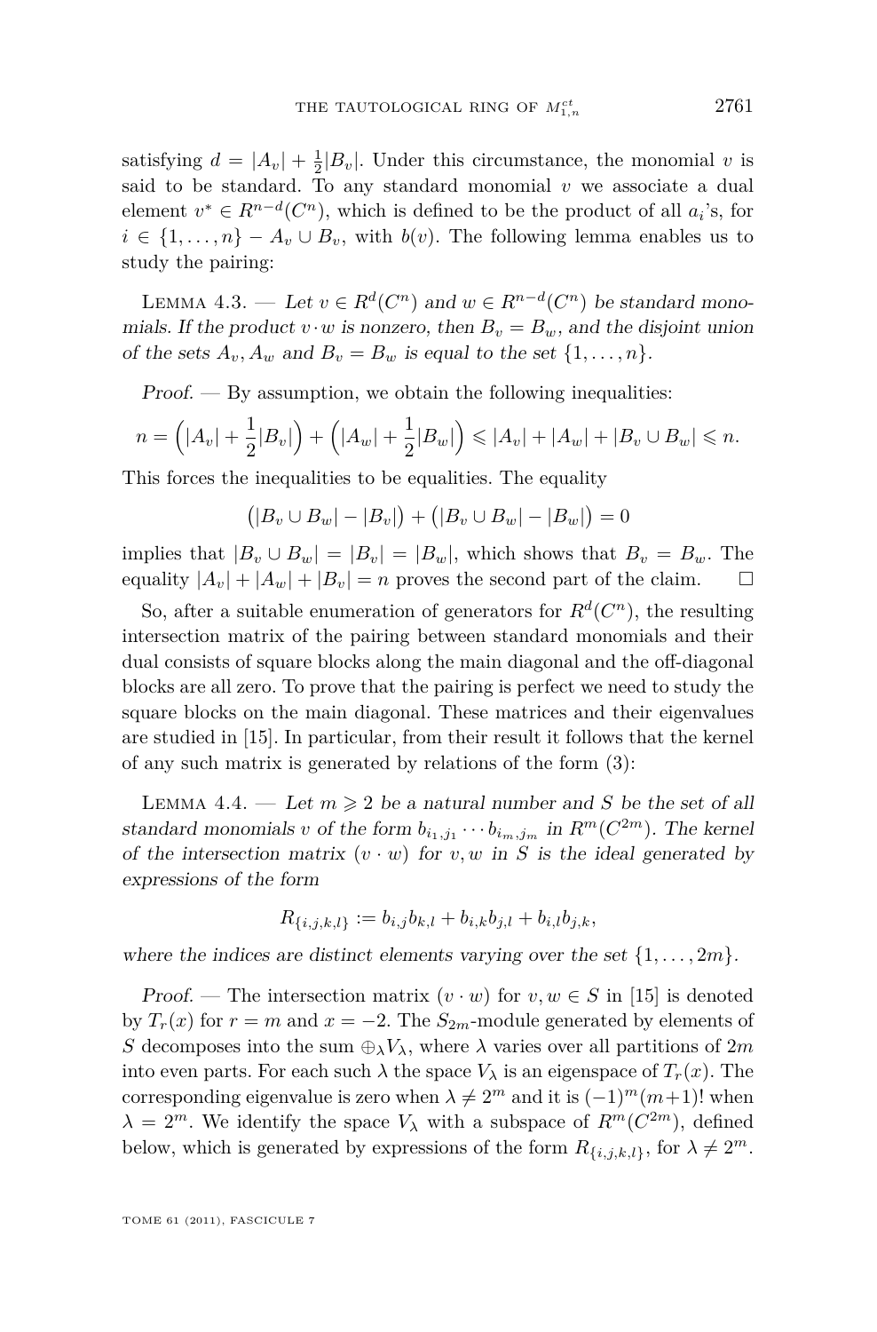satisfying $d = |A_v| + \frac{1}{2}|B_v|$. Under this circumstance, the monomial $v$ is said to be standard. To any standard monomial $v$ we associate a dual element $v^* \in R^{n-d}(C^n)$, which is defined to be the product of all $a_i$'s, for $i \in \{1, \ldots, n\} - A_v \cup B_v$, with $b(v)$. The following lemma enables us to study the pairing:

Lemma 4.3. — *Let $v \in R^d(C^n)$ and $w \in R^{n-d}(C^n)$ be standard monomials. If the product $v \cdot w$ is nonzero, then $B_v = B_w$, and the disjoint union of the sets $A_v, A_w$ and $B_v = B_w$ is equal to the set $\{1, \ldots, n\}$.*

*Proof.* — By assumption, we obtain the following inequalities:

$$n = \Big(|A_v| + \frac{1}{2}|B_v|\Big) + \Big(|A_w| + \frac{1}{2}|B_w|\Big) \leqslant |A_v| + |A_w| + |B_v \cup B_w| \leqslant n.$$

This forces the inequalities to be equalities. The equality

$$\big(|B_v \cup B_w| - |B_v|\big) + \big(|B_v \cup B_w| - |B_w|\big) = 0$$

implies that $|B_v \cup B_w| = |B_v| = |B_w|$, which shows that $B_v = B_w$. The equality $|A_v| + |A_w| + |B_v| = n$ proves the second part of the claim. □

So, after a suitable enumeration of generators for $R^d(C^n)$, the resulting intersection matrix of the pairing between standard monomials and their dual consists of square blocks along the main diagonal and the off-diagonal blocks are all zero. To prove that the pairing is perfect we need to study the square blocks on the main diagonal. These matrices and their eigenvalues are studied in [15]. In particular, from their result it follows that the kernel of any such matrix is generated by relations of the form (3):

Lemma 4.4. — *Let $m \geqslant 2$ be a natural number and $S$ be the set of all standard monomials $v$ of the form $b_{i_1,j_1} \cdots b_{i_m,j_m}$ in $R^m(C^{2m})$. The kernel of the intersection matrix $(v \cdot w)$ for $v, w$ in $S$ is the ideal generated by expressions of the form*

$$R_{\{i,j,k,l\}} := b_{i,j}b_{k,l} + b_{i,k}b_{j,l} + b_{i,l}b_{j,k},$$

*where the indices are distinct elements varying over the set $\{1, \ldots, 2m\}$.*

*Proof.* — The intersection matrix $(v \cdot w)$ for $v, w \in S$ in [15] is denoted by $T_r(x)$ for $r = m$ and $x = -2$. The $S_{2m}$-module generated by elements of $S$ decomposes into the sum $\oplus_\lambda V_\lambda$, where $\lambda$ varies over all partitions of $2m$ into even parts. For each such $\lambda$ the space $V_\lambda$ is an eigenspace of $T_r(x)$. The corresponding eigenvalue is zero when $\lambda \neq 2^m$ and it is $(-1)^m(m+1)!$ when $\lambda = 2^m$. We identify the space $V_\lambda$ with a subspace of $R^m(C^{2m})$, defined below, which is generated by expressions of the form $R_{\{i,j,k,l\}}$, for $\lambda \neq 2^m$.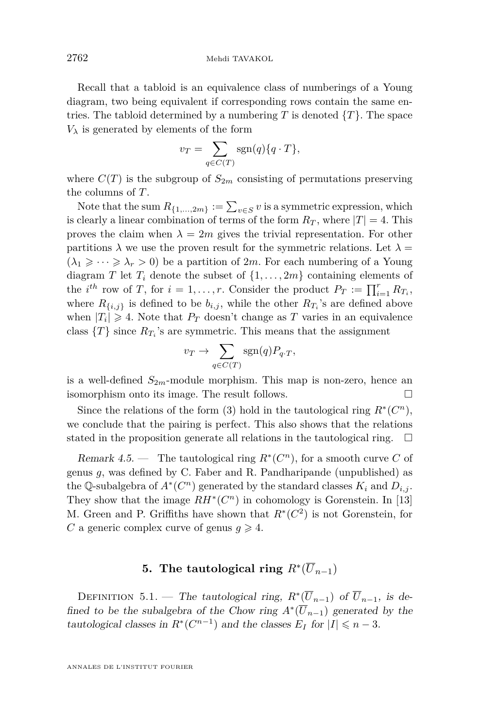Recall that a tabloid is an equivalence class of numberings of a Young diagram, two being equivalent if corresponding rows contain the same entries. The tabloid determined by a numbering $T$ is denoted $\{T\}$. The space $V_\lambda$ is generated by elements of the form

$$v_T = \sum_{q \in C(T)} \mathrm{sgn}(q)\{q \cdot T\},$$

where $C(T)$ is the subgroup of $S_{2m}$ consisting of permutations preserving the columns of $T$.

Note that the sum $R_{\{1,\dots,2m\}} := \sum_{v \in S} v$ is a symmetric expression, which is clearly a linear combination of terms of the form $R_T$, where $|T| = 4$. This proves the claim when $\lambda = 2m$ gives the trivial representation. For other partitions $\lambda$ we use the proven result for the symmetric relations. Let $\lambda = (\lambda_1 \geqslant \cdots \geqslant \lambda_r > 0)$ be a partition of $2m$. For each numbering of a Young diagram $T$ let $T_i$ denote the subset of $\{1, \dots, 2m\}$ containing elements of the $i^{th}$ row of $T$, for $i = 1, \dots, r$. Consider the product $P_T := \prod_{i=1}^r R_{T_i}$, where $R_{\{i,j\}}$ is defined to be $b_{i,j}$, while the other $R_{T_i}$'s are defined above when $|T_i| \geqslant 4$. Note that $P_T$ doesn't change as $T$ varies in an equivalence class $\{T\}$ since $R_{T_i}$'s are symmetric. This means that the assignment

$$v_T \to \sum_{q \in C(T)} \mathrm{sgn}(q) P_{q \cdot T},$$

is a well-defined $S_{2m}$-module morphism. This map is non-zero, hence an isomorphism onto its image. The result follows. □

Since the relations of the form (3) hold in the tautological ring $R^*(C^n)$, we conclude that the pairing is perfect. This also shows that the relations stated in the proposition generate all relations in the tautological ring. □

*Remark 4.5.* — The tautological ring $R^*(C^n)$, for a smooth curve $C$ of genus $g$, was defined by C. Faber and R. Pandharipande (unpublished) as the $\mathbb{Q}$-subalgebra of $A^*(C^n)$ generated by the standard classes $K_i$ and $D_{i,j}$. They show that the image $RH^*(C^n)$ in cohomology is Gorenstein. In [13] M. Green and P. Griffiths have shown that $R^*(C^2)$ is not Gorenstein, for $C$ a generic complex curve of genus $g \geqslant 4$.

## 5. The tautological ring $R^*(\overline{U}_{n-1})$

Definition 5.1. — *The tautological ring, $R^*(\overline{U}_{n-1})$ of $\overline{U}_{n-1}$, is defined to be the subalgebra of the Chow ring $A^*(\overline{U}_{n-1})$ generated by the tautological classes in $R^*(C^{n-1})$ and the classes $E_I$ for $|I| \leqslant n-3$.*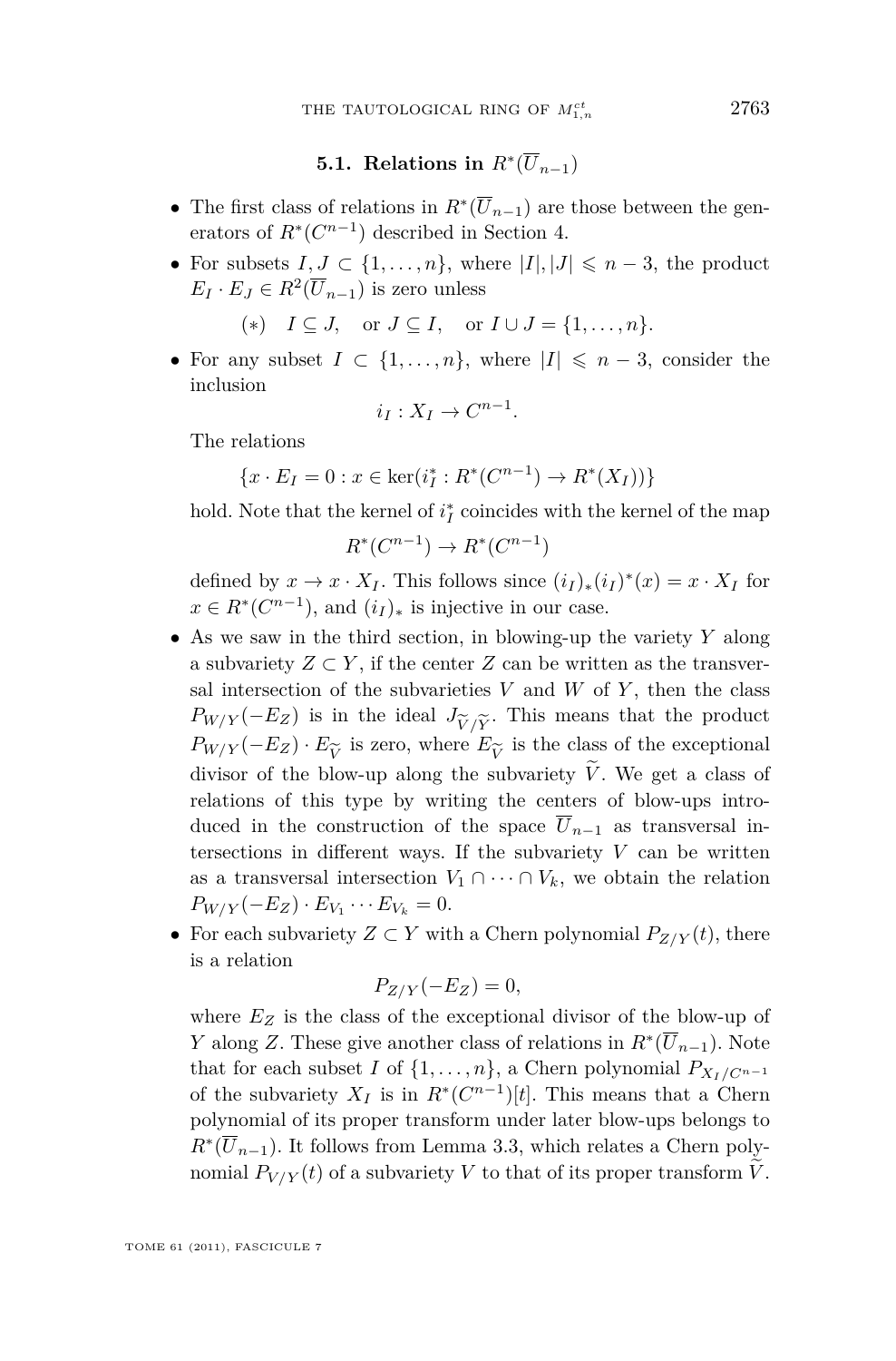### 5.1. Relations in $R^*(\overline{U}_{n-1})$

- The first class of relations in $R^*(\overline{U}_{n-1})$ are those between the generators of $R^*(C^{n-1})$ described in Section 4.
- For subsets $I, J \subset \{1, \ldots, n\}$, where $|I|, |J| \leqslant n-3$, the product $E_I \cdot E_J \in R^2(\overline{U}_{n-1})$ is zero unless

  $(*)\quad I \subseteq J, \quad \text{or } J \subseteq I, \quad \text{or } I \cup J = \{1, \ldots, n\}.$

- For any subset $I \subset \{1, \ldots, n\}$, where $|I| \leqslant n-3$, consider the inclusion
$$i_I : X_I \to C^{n-1}.$$
  The relations
$$\{x \cdot E_I = 0 : x \in \ker(i_I^* : R^*(C^{n-1}) \to R^*(X_I))\}$$
  hold. Note that the kernel of $i_I^*$ coincides with the kernel of the map
$$R^*(C^{n-1}) \to R^*(C^{n-1})$$
  defined by $x \to x \cdot X_I$. This follows since $(i_I)_*(i_I)^*(x) = x \cdot X_I$ for $x \in R^*(C^{n-1})$, and $(i_I)_*$ is injective in our case.
- As we saw in the third section, in blowing-up the variety $Y$ along a subvariety $Z \subset Y$, if the center $Z$ can be written as the transversal intersection of the subvarieties $V$ and $W$ of $Y$, then the class $P_{W/Y}(-E_Z)$ is in the ideal $J_{\widetilde{V}/\widetilde{Y}}$. This means that the product $P_{W/Y}(-E_Z) \cdot E_{\widetilde{V}}$ is zero, where $E_{\widetilde{V}}$ is the class of the exceptional divisor of the blow-up along the subvariety $\widetilde{V}$. We get a class of relations of this type by writing the centers of blow-ups introduced in the construction of the space $\overline{U}_{n-1}$ as transversal intersections in different ways. If the subvariety $V$ can be written as a transversal intersection $V_1 \cap \cdots \cap V_k$, we obtain the relation $P_{W/Y}(-E_Z) \cdot E_{V_1} \cdots E_{V_k} = 0$.
- For each subvariety $Z \subset Y$ with a Chern polynomial $P_{Z/Y}(t)$, there is a relation
$$P_{Z/Y}(-E_Z) = 0,$$
  where $E_Z$ is the class of the exceptional divisor of the blow-up of $Y$ along $Z$. These give another class of relations in $R^*(\overline{U}_{n-1})$. Note that for each subset $I$ of $\{1, \ldots, n\}$, a Chern polynomial $P_{X_I/C^{n-1}}$ of the subvariety $X_I$ is in $R^*(C^{n-1})[t]$. This means that a Chern polynomial of its proper transform under later blow-ups belongs to $R^*(\overline{U}_{n-1})$. It follows from Lemma 3.3, which relates a Chern polynomial $P_{V/Y}(t)$ of a subvariety $V$ to that of its proper transform $\widetilde{V}$.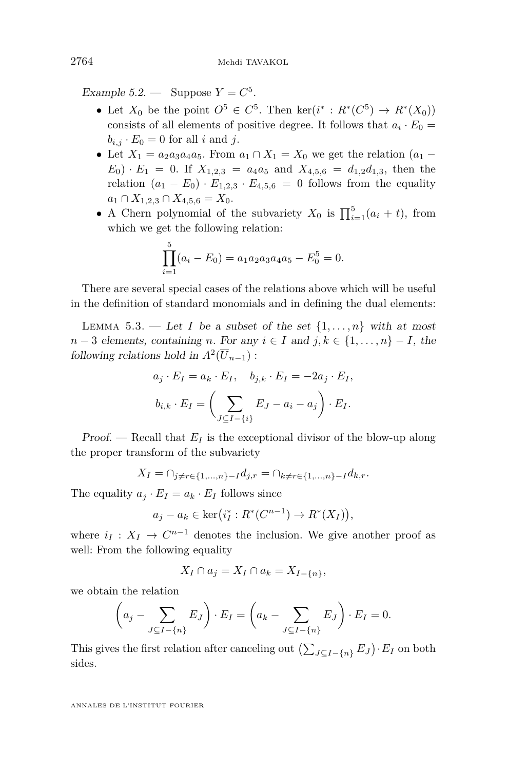*Example 5.2.* — Suppose $Y = C^5$.

- Let $X_0$ be the point $O^5 \in C^5$. Then $\ker(i^* : R^*(C^5) \to R^*(X_0))$ consists of all elements of positive degree. It follows that $a_i \cdot E_0 = b_{i,j} \cdot E_0 = 0$ for all $i$ and $j$.
- Let $X_1 = a_2 a_3 a_4 a_5$. From $a_1 \cap X_1 = X_0$ we get the relation $(a_1 - E_0) \cdot E_1 = 0$. If $X_{1,2,3} = a_4 a_5$ and $X_{4,5,6} = d_{1,2} d_{1,3}$, then the relation $(a_1 - E_0) \cdot E_{1,2,3} \cdot E_{4,5,6} = 0$ follows from the equality $a_1 \cap X_{1,2,3} \cap X_{4,5,6} = X_0$.
- A Chern polynomial of the subvariety $X_0$ is $\prod_{i=1}^{5}(a_i + t)$, from which we get the following relation:

$$\prod_{i=1}^{5}(a_i - E_0) = a_1 a_2 a_3 a_4 a_5 - E_0^5 = 0.$$

There are several special cases of the relations above which will be useful in the definition of standard monomials and in defining the dual elements:

Lemma 5.3. — *Let $I$ be a subset of the set $\{1, \ldots, n\}$ with at most $n-3$ elements, containing $n$. For any $i \in I$ and $j, k \in \{1, \ldots, n\} - I$, the following relations hold in $A^2(\overline{U}_{n-1})$ :*

$$a_j \cdot E_I = a_k \cdot E_I, \quad b_{j,k} \cdot E_I = -2a_j \cdot E_I,$$

$$b_{i,k} \cdot E_I = \left( \sum_{J \subseteq I - \{i\}} E_J - a_i - a_j \right) \cdot E_I.$$

*Proof.* — Recall that $E_I$ is the exceptional divisor of the blow-up along the proper transform of the subvariety

$$X_I = \cap_{j \neq r \in \{1,\ldots,n\}-I} d_{j,r} = \cap_{k \neq r \in \{1,\ldots,n\}-I} d_{k,r}.$$

The equality $a_j \cdot E_I = a_k \cdot E_I$ follows since

$$a_j - a_k \in \ker\big(i_I^* : R^*(C^{n-1}) \to R^*(X_I)\big),$$

where $i_I : X_I \to C^{n-1}$ denotes the inclusion. We give another proof as well: From the following equality

$$X_I \cap a_j = X_I \cap a_k = X_{I-\{n\}},$$

we obtain the relation

$$\left( a_j - \sum_{J \subseteq I - \{n\}} E_J \right) \cdot E_I = \left( a_k - \sum_{J \subseteq I - \{n\}} E_J \right) \cdot E_I = 0.$$

This gives the first relation after canceling out $\left(\sum_{J \subseteq I-\{n\}} E_J\right) \cdot E_I$ on both sides.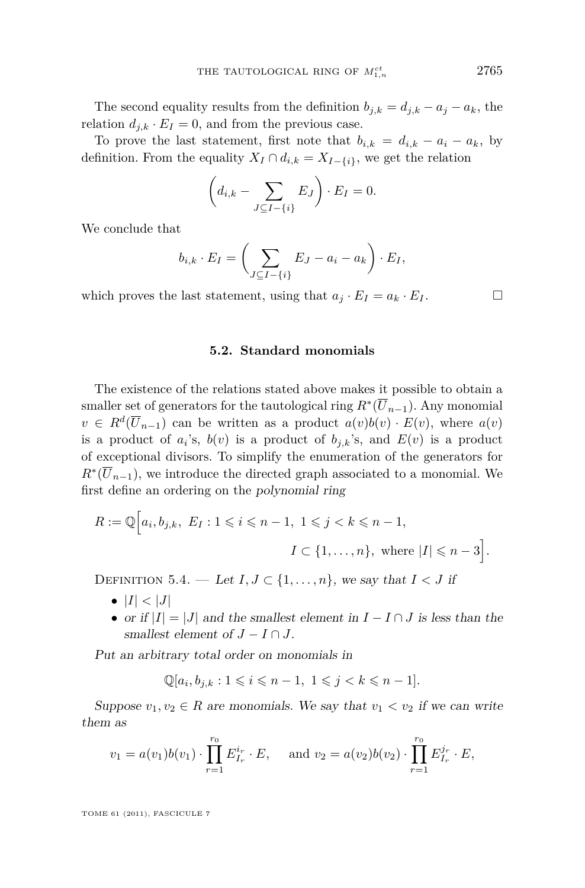The second equality results from the definition $b_{j,k} = d_{j,k} - a_j - a_k$, the relation $d_{j,k} \cdot E_I = 0$, and from the previous case.

To prove the last statement, first note that $b_{i,k} = d_{i,k} - a_i - a_k$, by definition. From the equality $X_I \cap d_{i,k} = X_{I-\{i\}}$, we get the relation

$$\left(d_{i,k} - \sum_{J \subseteq I - \{i\}} E_J\right) \cdot E_I = 0.$$

We conclude that

$$b_{i,k} \cdot E_I = \left(\sum_{J \subseteq I - \{i\}} E_J - a_i - a_k\right) \cdot E_I,$$

which proves the last statement, using that $a_j \cdot E_I = a_k \cdot E_I$. □

### 5.2. Standard monomials

The existence of the relations stated above makes it possible to obtain a smaller set of generators for the tautological ring $R^*(\overline{U}_{n-1})$. Any monomial $v \in R^d(\overline{U}_{n-1})$ can be written as a product $a(v)b(v) \cdot E(v)$, where $a(v)$ is a product of $a_i$'s, $b(v)$ is a product of $b_{j,k}$'s, and $E(v)$ is a product of exceptional divisors. To simplify the enumeration of the generators for $R^*(\overline{U}_{n-1})$, we introduce the directed graph associated to a monomial. We first define an ordering on the *polynomial ring*

$$R := \mathbb{Q}\Big[a_i, b_{j,k},\ E_I : 1 \leqslant i \leqslant n-1,\ 1 \leqslant j < k \leqslant n-1,$$
$$I \subset \{1, \dots, n\},\ \text{where } |I| \leqslant n-3\Big].$$

Definition 5.4. — *Let $I, J \subset \{1, \dots, n\}$, we say that $I < J$ if*

- *$|I| < |J|$*
- *or if $|I| = |J|$ and the smallest element in $I - I \cap J$ is less than the smallest element of $J - I \cap J$.*

*Put an arbitrary total order on monomials in*

$$\mathbb{Q}[a_i, b_{j,k} : 1 \leqslant i \leqslant n-1,\ 1 \leqslant j < k \leqslant n-1].$$

*Suppose $v_1, v_2 \in R$ are monomials. We say that $v_1 < v_2$ if we can write them as*

$$v_1 = a(v_1)b(v_1) \cdot \prod_{r=1}^{r_0} E_{I_r}^{i_r} \cdot E, \quad \text{and } v_2 = a(v_2)b(v_2) \cdot \prod_{r=1}^{r_0} E_{I_r}^{j_r} \cdot E,$$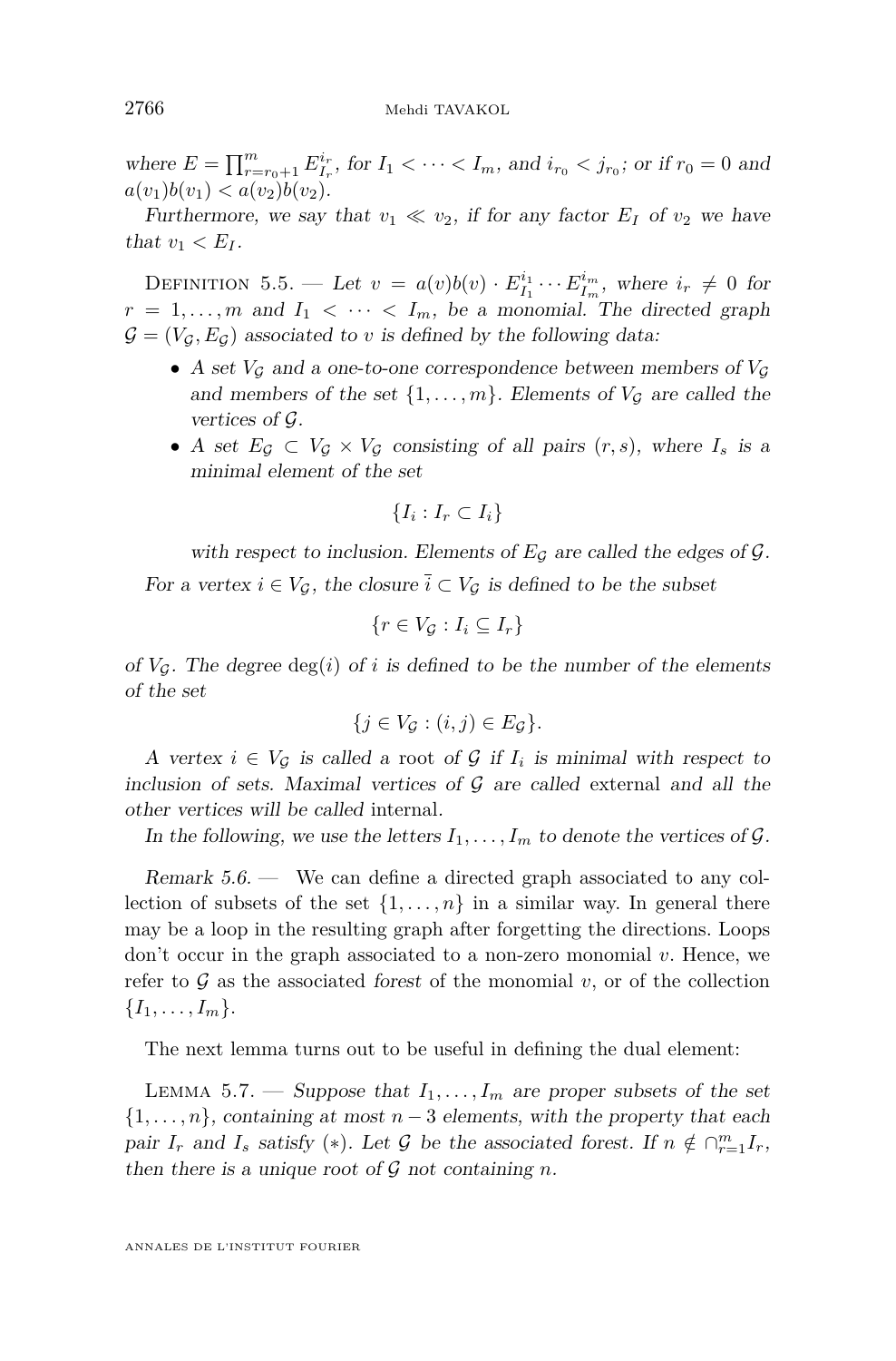*where $E = \prod_{r=r_0+1}^{m} E_{I_r}^{i_r}$, for $I_1 < \cdots < I_m$, and $i_{r_0} < j_{r_0}$; or if $r_0 = 0$ and $a(v_1)b(v_1) < a(v_2)b(v_2)$.*

*Furthermore, we say that $v_1 \ll v_2$, if for any factor $E_I$ of $v_2$ we have that $v_1 < E_I$.*

Definition 5.5. — *Let $v = a(v)b(v) \cdot E_{I_1}^{i_1} \cdots E_{I_m}^{i_m}$, where $i_r \neq 0$ for $r = 1, \ldots, m$ and $I_1 < \cdots < I_m$, be a monomial. The directed graph $\mathcal{G} = (V_\mathcal{G}, E_\mathcal{G})$ associated to $v$ is defined by the following data:*

- *A set $V_\mathcal{G}$ and a one-to-one correspondence between members of $V_\mathcal{G}$ and members of the set $\{1, \ldots, m\}$. Elements of $V_\mathcal{G}$ are called the vertices of $\mathcal{G}$.*
- *A set $E_\mathcal{G} \subset V_\mathcal{G} \times V_\mathcal{G}$ consisting of all pairs $(r, s)$, where $I_s$ is a minimal element of the set*

$$\{I_i : I_r \subset I_i\}$$

*with respect to inclusion. Elements of $E_\mathcal{G}$ are called the edges of $\mathcal{G}$.*

*For a vertex $i \in V_\mathcal{G}$, the closure $\bar{i} \subset V_\mathcal{G}$ is defined to be the subset*

$$\{r \in V_\mathcal{G} : I_i \subseteq I_r\}$$

*of $V_\mathcal{G}$. The degree $\deg(i)$ of $i$ is defined to be the number of the elements of the set*

$$\{j \in V_\mathcal{G} : (i, j) \in E_\mathcal{G}\}.$$

*A vertex $i \in V_\mathcal{G}$ is called a* root *of $\mathcal{G}$ if $I_i$ is minimal with respect to inclusion of sets. Maximal vertices of $\mathcal{G}$ are called* external *and all the other vertices will be called* internal*.*

*In the following, we use the letters $I_1, \ldots, I_m$ to denote the vertices of $\mathcal{G}$.*

*Remark 5.6.* — We can define a directed graph associated to any collection of subsets of the set $\{1, \ldots, n\}$ in a similar way. In general there may be a loop in the resulting graph after forgetting the directions. Loops don't occur in the graph associated to a non-zero monomial $v$. Hence, we refer to $\mathcal{G}$ as the associated *forest* of the monomial $v$, or of the collection $\{I_1, \ldots, I_m\}$.

The next lemma turns out to be useful in defining the dual element:

Lemma 5.7. — *Suppose that $I_1, \ldots, I_m$ are proper subsets of the set $\{1, \ldots, n\}$, containing at most $n - 3$ elements, with the property that each pair $I_r$ and $I_s$ satisfy $(*)$. Let $\mathcal{G}$ be the associated forest. If $n \notin \cap_{r=1}^{m} I_r$, then there is a unique root of $\mathcal{G}$ not containing $n$.*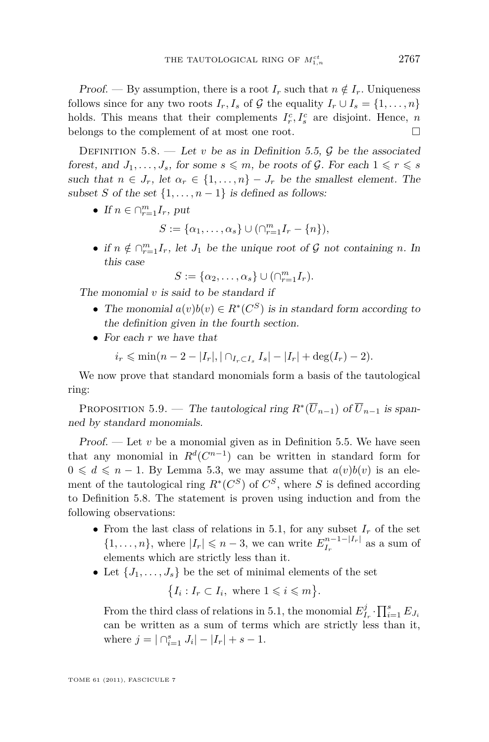*Proof.* — By assumption, there is a root $I_r$ such that $n \notin I_r$. Uniqueness follows since for any two roots $I_r, I_s$ of $\mathcal{G}$ the equality $I_r \cup I_s = \{1, \ldots, n\}$ holds. This means that their complements $I_r^c, I_s^c$ are disjoint. Hence, $n$ belongs to the complement of at most one root. □

Definition 5.8. — *Let $v$ be as in Definition 5.5, $\mathcal{G}$ be the associated forest, and $J_1, \ldots, J_s$, for some $s \leqslant m$, be roots of $\mathcal{G}$. For each $1 \leqslant r \leqslant s$ such that $n \in J_r$, let $\alpha_r \in \{1, \ldots, n\} - J_r$ be the smallest element. The subset $S$ of the set $\{1, \ldots, n-1\}$ is defined as follows:*

- *If $n \in \cap_{r=1}^m I_r$, put*

$$S := \{\alpha_1, \ldots, \alpha_s\} \cup (\cap_{r=1}^m I_r - \{n\}),$$

- *if $n \notin \cap_{r=1}^m I_r$, let $J_1$ be the unique root of $\mathcal{G}$ not containing $n$. In this case*

$$S := \{\alpha_2, \ldots, \alpha_s\} \cup (\cap_{r=1}^m I_r).$$

*The monomial $v$ is said to be standard if*

- *The monomial $a(v)b(v) \in R^*(C^S)$ is in standard form according to the definition given in the fourth section.*
- *For each $r$ we have that*

$$i_r \leqslant \min(n - 2 - |I_r|, |\cap_{I_r \subset I_s} I_s| - |I_r| + \deg(I_r) - 2).$$

We now prove that standard monomials form a basis of the tautological ring:

Proposition 5.9. — *The tautological ring $R^*(\overline{U}_{n-1})$ of $\overline{U}_{n-1}$ is spanned by standard monomials.*

*Proof.* — Let $v$ be a monomial given as in Definition 5.5. We have seen that any monomial in $R^d(C^{n-1})$ can be written in standard form for $0 \leqslant d \leqslant n-1$. By Lemma 5.3, we may assume that $a(v)b(v)$ is an element of the tautological ring $R^*(C^S)$ of $C^S$, where $S$ is defined according to Definition 5.8. The statement is proven using induction and from the following observations:

- From the last class of relations in 5.1, for any subset $I_r$ of the set $\{1, \ldots, n\}$, where $|I_r| \leqslant n-3$, we can write $E_{I_r}^{n-1-|I_r|}$ as a sum of elements which are strictly less than it.
- Let $\{J_1, \ldots, J_s\}$ be the set of minimal elements of the set

$$\{I_i : I_r \subset I_i, \text{ where } 1 \leqslant i \leqslant m\}.$$

From the third class of relations in 5.1, the monomial $E_{I_r}^j \cdot \prod_{i=1}^s E_{J_i}$ can be written as a sum of terms which are strictly less than it, where $j = |\cap_{i=1}^s J_i| - |I_r| + s - 1$.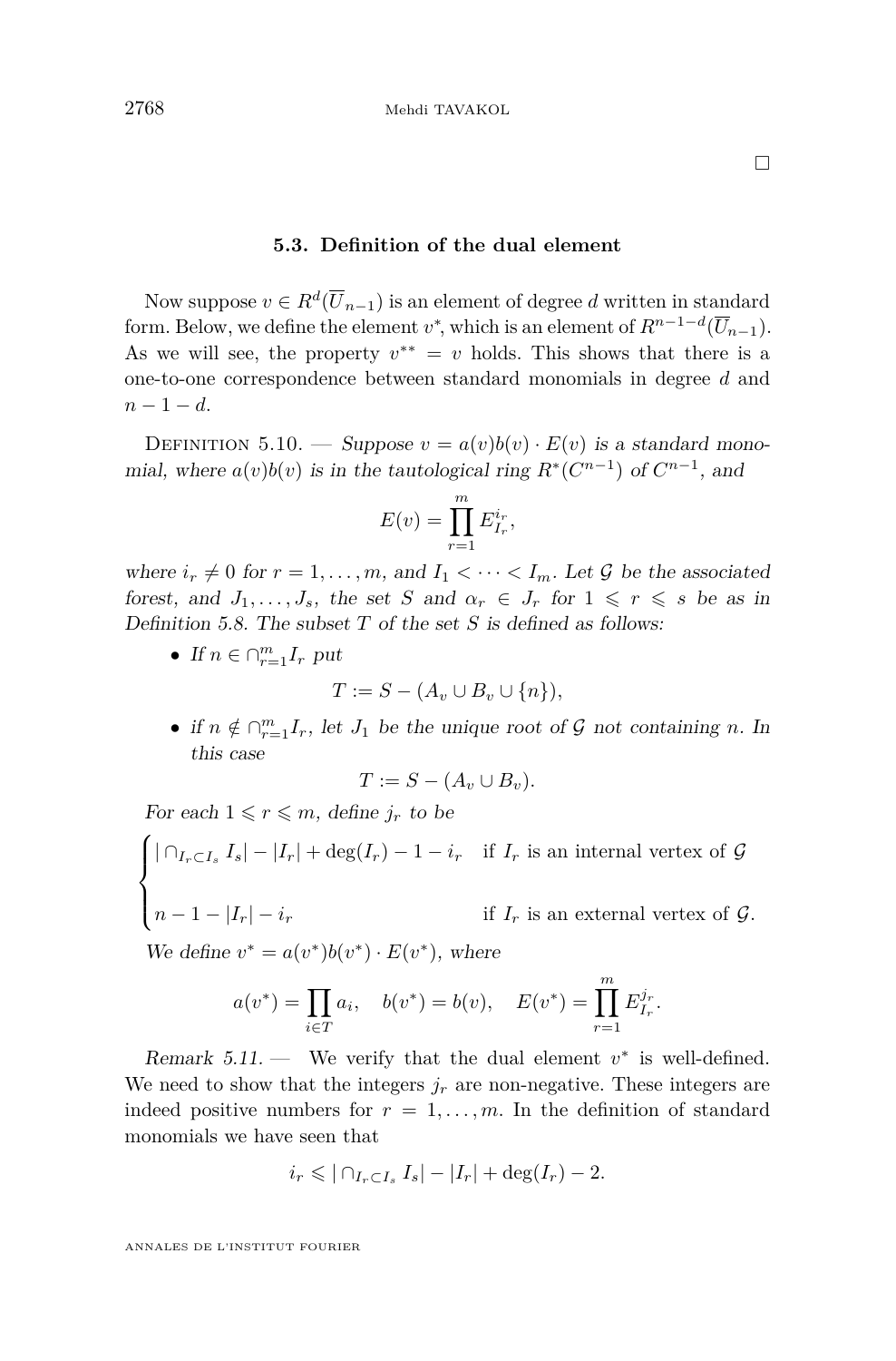□

### 5.3. Definition of the dual element

Now suppose $v \in R^d(\overline{U}_{n-1})$ is an element of degree $d$ written in standard form. Below, we define the element $v^*$, which is an element of $R^{n-1-d}(\overline{U}_{n-1})$. As we will see, the property $v^{**} = v$ holds. This shows that there is a one-to-one correspondence between standard monomials in degree $d$ and $n-1-d$.

Definition 5.10. — *Suppose $v = a(v)b(v) \cdot E(v)$ is a standard monomial, where $a(v)b(v)$ is in the tautological ring $R^*(C^{n-1})$ of $C^{n-1}$, and*

$$E(v) = \prod_{r=1}^{m} E_{I_r}^{i_r},$$

*where $i_r \neq 0$ for $r = 1, \ldots, m$, and $I_1 < \cdots < I_m$. Let $\mathcal{G}$ be the associated forest, and $J_1, \ldots, J_s$, the set $S$ and $\alpha_r \in J_r$ for $1 \leqslant r \leqslant s$ be as in Definition 5.8. The subset $T$ of the set $S$ is defined as follows:*

- *If $n \in \cap_{r=1}^m I_r$ put*

$$T := S - (A_v \cup B_v \cup \{n\}),$$

- *if $n \notin \cap_{r=1}^m I_r$, let $J_1$ be the unique root of $\mathcal{G}$ not containing $n$. In this case*

$$T := S - (A_v \cup B_v).$$

*For each $1 \leqslant r \leqslant m$, define $j_r$ to be*

$$\begin{cases} |\cap_{I_r \subset I_s} I_s| - |I_r| + \deg(I_r) - 1 - i_r & \text{if } I_r \text{ is an internal vertex of } \mathcal{G} \\ \\ n - 1 - |I_r| - i_r & \text{if } I_r \text{ is an external vertex of } \mathcal{G}. \end{cases}$$

*We define $v^* = a(v^*)b(v^*) \cdot E(v^*)$, where*

$$a(v^*) = \prod_{i \in T} a_i, \quad b(v^*) = b(v), \quad E(v^*) = \prod_{r=1}^{m} E_{I_r}^{j_r}.$$

*Remark 5.11.* — We verify that the dual element $v^*$ is well-defined. We need to show that the integers $j_r$ are non-negative. These integers are indeed positive numbers for $r = 1, \ldots, m$. In the definition of standard monomials we have seen that

$$i_r \leqslant |\cap_{I_r \subset I_s} I_s| - |I_r| + \deg(I_r) - 2.$$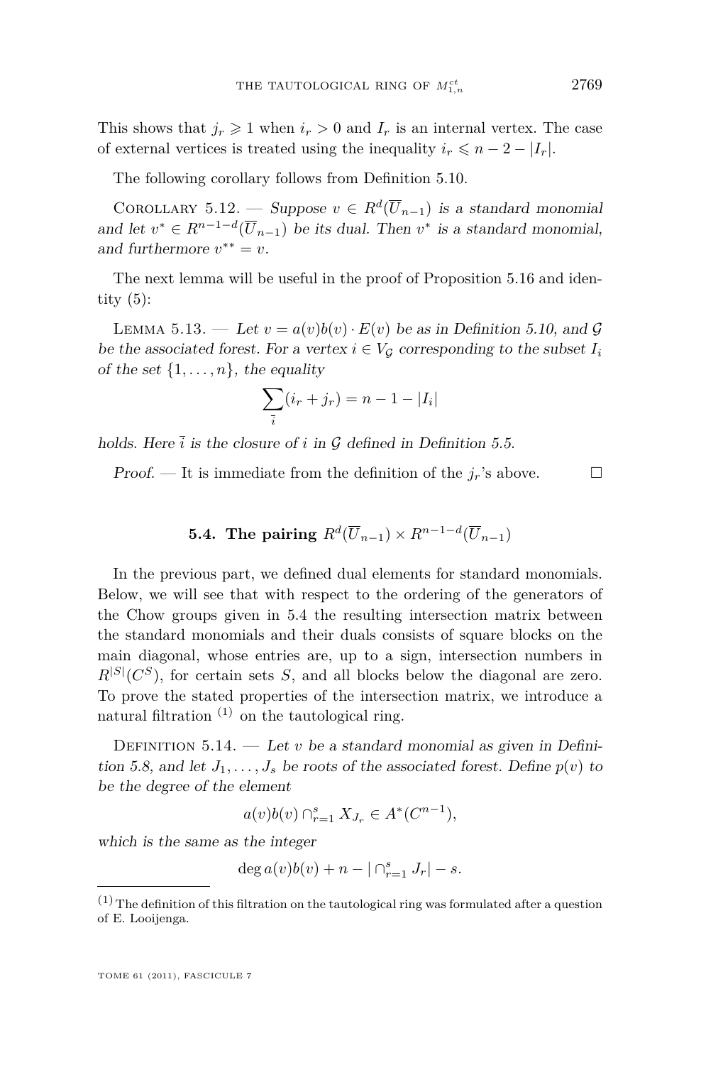This shows that $j_r \geqslant 1$ when $i_r > 0$ and $I_r$ is an internal vertex. The case of external vertices is treated using the inequality $i_r \leqslant n-2-|I_r|$.

The following corollary follows from Definition 5.10.

Corollary 5.12. — *Suppose $v \in R^d(\overline{U}_{n-1})$ is a standard monomial and let $v^* \in R^{n-1-d}(\overline{U}_{n-1})$ be its dual. Then $v^*$ is a standard monomial, and furthermore $v^{**} = v$.*

The next lemma will be useful in the proof of Proposition 5.16 and identity (5):

Lemma 5.13. — *Let $v = a(v)b(v) \cdot E(v)$ be as in Definition 5.10, and $\mathcal{G}$ be the associated forest. For a vertex $i \in V_{\mathcal{G}}$ corresponding to the subset $I_i$ of the set $\{1, \ldots, n\}$, the equality*

$$\sum_{\overline{i}} (i_r + j_r) = n - 1 - |I_i|$$

*holds. Here $\overline{i}$ is the closure of $i$ in $\mathcal{G}$ defined in Definition 5.5.*

*Proof.* — It is immediate from the definition of the $j_r$'s above. □

### 5.4. The pairing $R^d(\overline{U}_{n-1}) \times R^{n-1-d}(\overline{U}_{n-1})$

In the previous part, we defined dual elements for standard monomials. Below, we will see that with respect to the ordering of the generators of the Chow groups given in 5.4 the resulting intersection matrix between the standard monomials and their duals consists of square blocks on the main diagonal, whose entries are, up to a sign, intersection numbers in $R^{|S|}(C^S)$, for certain sets $S$, and all blocks below the diagonal are zero. To prove the stated properties of the intersection matrix, we introduce a natural filtration [(1)] on the tautological ring.

Definition 5.14. — *Let $v$ be a standard monomial as given in Definition 5.8, and let $J_1, \ldots, J_s$ be roots of the associated forest. Define $p(v)$ to be the degree of the element*

$$a(v)b(v) \cap_{r=1}^{s} X_{J_r} \in A^*(C^{n-1}),$$

*which is the same as the integer*

$$\deg a(v)b(v) + n - |\cap_{r=1}^{s} J_r| - s.$$

---

[(1)] The definition of this filtration on the tautological ring was formulated after a question of E. Looijenga.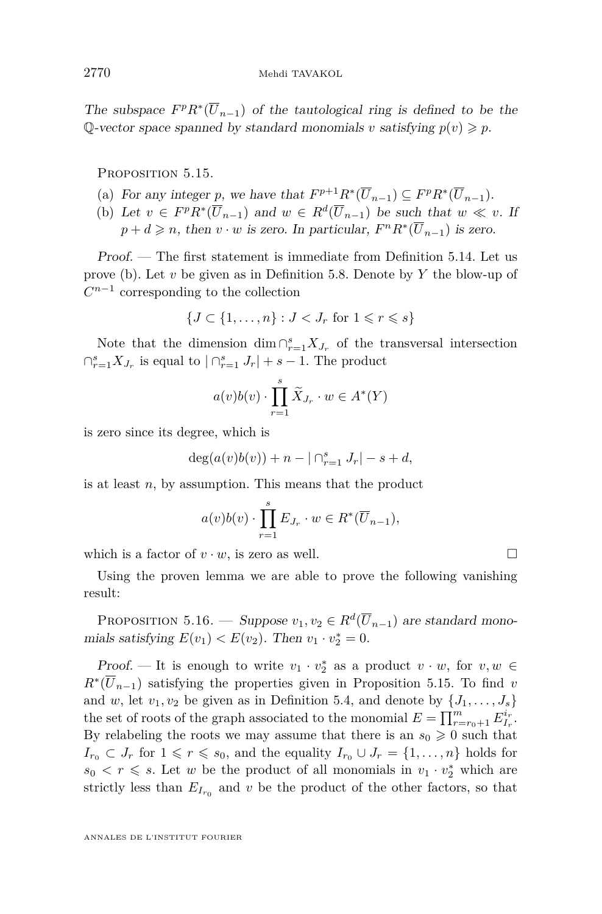*The subspace $F^pR^*(\overline{U}_{n-1})$ of the tautological ring is defined to be the $\mathbb{Q}$-vector space spanned by standard monomials $v$ satisfying $p(v) \geqslant p$.*

Proposition 5.15.

(a) *For any integer $p$, we have that $F^{p+1}R^*(\overline{U}_{n-1}) \subseteq F^pR^*(\overline{U}_{n-1})$.*

(b) *Let $v \in F^pR^*(\overline{U}_{n-1})$ and $w \in R^d(\overline{U}_{n-1})$ be such that $w \ll v$. If $p + d \geqslant n$, then $v \cdot w$ is zero. In particular, $F^nR^*(\overline{U}_{n-1})$ is zero.*

*Proof.* — The first statement is immediate from Definition 5.14. Let us prove (b). Let $v$ be given as in Definition 5.8. Denote by $Y$ the blow-up of $C^{n-1}$ corresponding to the collection

$$\{J \subset \{1, \dots, n\} : J < J_r \text{ for } 1 \leqslant r \leqslant s\}$$

Note that the dimension $\dim \cap_{r=1}^{s} X_{J_r}$ of the transversal intersection $\cap_{r=1}^{s} X_{J_r}$ is equal to $|\cap_{r=1}^{s} J_r| + s - 1$. The product

$$a(v)b(v) \cdot \prod_{r=1}^{s} \widetilde{X}_{J_r} \cdot w \in A^*(Y)$$

is zero since its degree, which is

$$\deg(a(v)b(v)) + n - |\cap_{r=1}^{s} J_r| - s + d,$$

is at least $n$, by assumption. This means that the product

$$a(v)b(v) \cdot \prod_{r=1}^{s} E_{J_r} \cdot w \in R^*(\overline{U}_{n-1}),$$

which is a factor of $v \cdot w$, is zero as well. □

Using the proven lemma we are able to prove the following vanishing result:

Proposition 5.16. — *Suppose $v_1, v_2 \in R^d(\overline{U}_{n-1})$ are standard monomials satisfying $E(v_1) < E(v_2)$. Then $v_1 \cdot v_2^* = 0$.*

*Proof.* — It is enough to write $v_1 \cdot v_2^*$ as a product $v \cdot w$, for $v, w \in R^*(\overline{U}_{n-1})$ satisfying the properties given in Proposition 5.15. To find $v$ and $w$, let $v_1, v_2$ be given as in Definition 5.4, and denote by $\{J_1, \dots, J_s\}$ the set of roots of the graph associated to the monomial $E = \prod_{r=r_0+1}^{m} E_{I_r}^{i_r}$. By relabeling the roots we may assume that there is an $s_0 \geqslant 0$ such that $I_{r_0} \subset J_r$ for $1 \leqslant r \leqslant s_0$, and the equality $I_{r_0} \cup J_r = \{1, \dots, n\}$ holds for $s_0 < r \leqslant s$. Let $w$ be the product of all monomials in $v_1 \cdot v_2^*$ which are strictly less than $E_{I_{r_0}}$ and $v$ be the product of the other factors, so that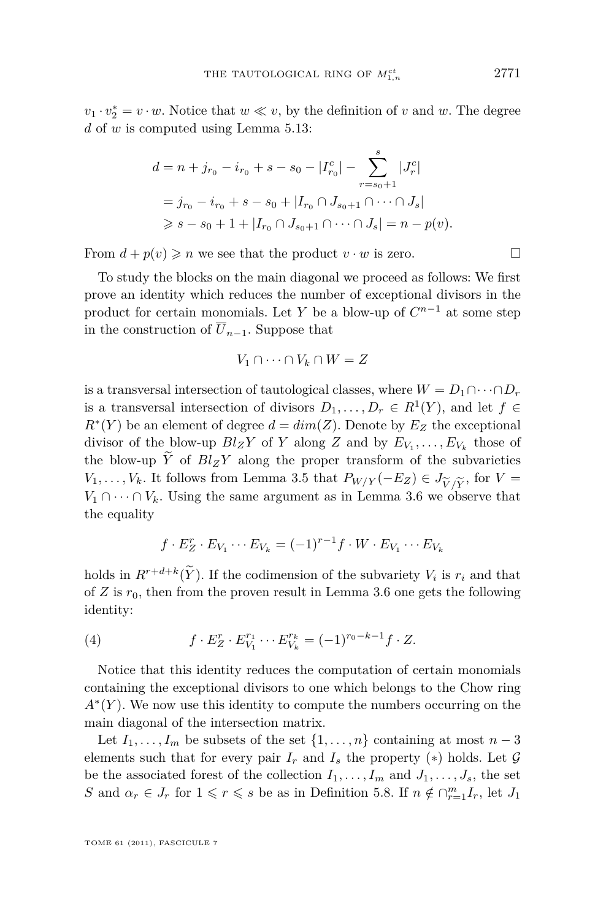$v_1 \cdot v_2^* = v \cdot w$. Notice that $w \ll v$, by the definition of $v$ and $w$. The degree $d$ of $w$ is computed using Lemma 5.13:

$$\begin{aligned}
d &= n + j_{r_0} - i_{r_0} + s - s_0 - |I_{r_0}^c| - \sum_{r=s_0+1}^{s} |J_r^c| \\
&= j_{r_0} - i_{r_0} + s - s_0 + |I_{r_0} \cap J_{s_0+1} \cap \cdots \cap J_s| \\
&\geqslant s - s_0 + 1 + |I_{r_0} \cap J_{s_0+1} \cap \cdots \cap J_s| = n - p(v).
\end{aligned}$$

From $d + p(v) \geqslant n$ we see that the product $v \cdot w$ is zero. □

To study the blocks on the main diagonal we proceed as follows: We first prove an identity which reduces the number of exceptional divisors in the product for certain monomials. Let $Y$ be a blow-up of $C^{n-1}$ at some step in the construction of $\overline{U}_{n-1}$. Suppose that

$$V_1 \cap \cdots \cap V_k \cap W = Z$$

is a transversal intersection of tautological classes, where $W = D_1 \cap \cdots \cap D_r$ is a transversal intersection of divisors $D_1, \ldots, D_r \in R^1(Y)$, and let $f \in R^*(Y)$ be an element of degree $d = dim(Z)$. Denote by $E_Z$ the exceptional divisor of the blow-up $Bl_Z Y$ of $Y$ along $Z$ and by $E_{V_1}, \ldots, E_{V_k}$ those of the blow-up $\widetilde{Y}$ of $Bl_Z Y$ along the proper transform of the subvarieties $V_1, \ldots, V_k$. It follows from Lemma 3.5 that $P_{W/Y}(-E_Z) \in J_{\widetilde{V}/\widetilde{Y}}$, for $V = V_1 \cap \cdots \cap V_k$. Using the same argument as in Lemma 3.6 we observe that the equality

$$f \cdot E_Z^r \cdot E_{V_1} \cdots E_{V_k} = (-1)^{r-1} f \cdot W \cdot E_{V_1} \cdots E_{V_k}$$

holds in $R^{r+d+k}(\widetilde{Y})$. If the codimension of the subvariety $V_i$ is $r_i$ and that of $Z$ is $r_0$, then from the proven result in Lemma 3.6 one gets the following identity:

$$f \cdot E_Z^r \cdot E_{V_1}^{r_1} \cdots E_{V_k}^{r_k} = (-1)^{r_0 - k - 1} f \cdot Z. \tag{4}$$

Notice that this identity reduces the computation of certain monomials containing the exceptional divisors to one which belongs to the Chow ring $A^*(Y)$. We now use this identity to compute the numbers occurring on the main diagonal of the intersection matrix.

Let $I_1, \ldots, I_m$ be subsets of the set $\{1, \ldots, n\}$ containing at most $n-3$ elements such that for every pair $I_r$ and $I_s$ the property $(*)$ holds. Let $\mathcal{G}$ be the associated forest of the collection $I_1, \ldots, I_m$ and $J_1, \ldots, J_s$, the set $S$ and $\alpha_r \in J_r$ for $1 \leqslant r \leqslant s$ be as in Definition 5.8. If $n \notin \cap_{r=1}^m I_r$, let $J_1$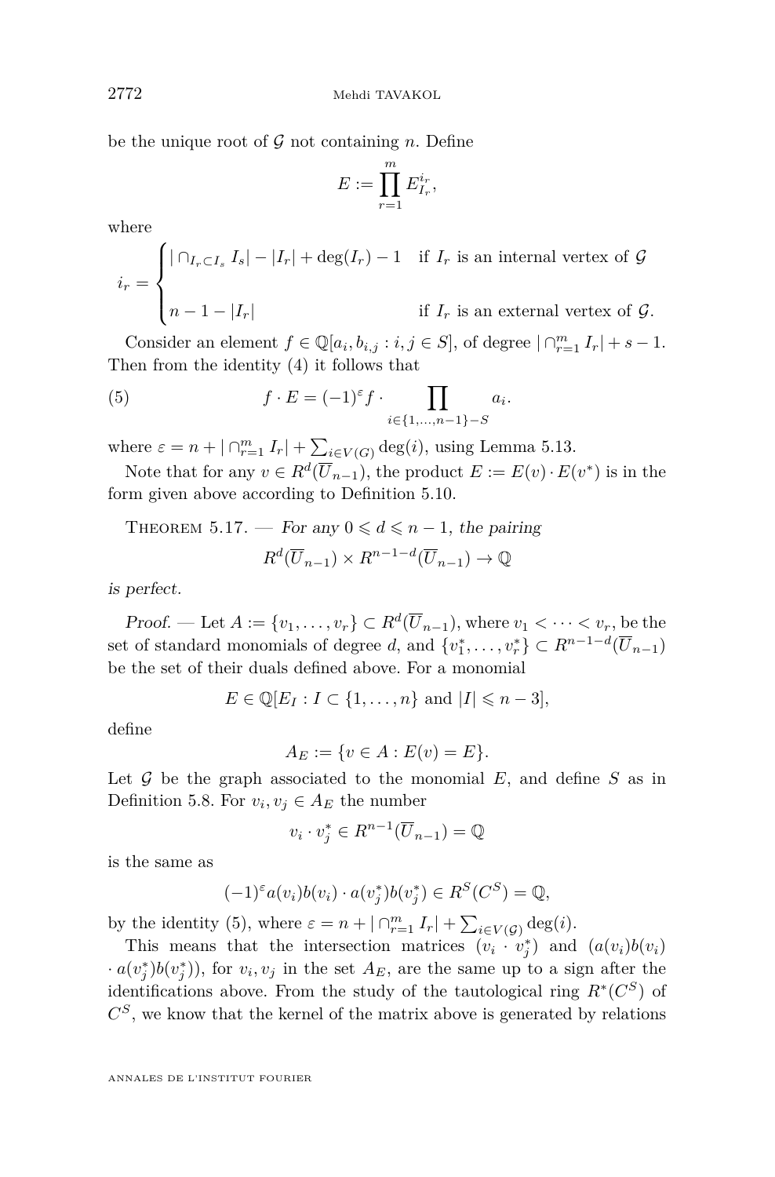be the unique root of $\mathcal{G}$ not containing $n$. Define

$$E := \prod_{r=1}^{m} E_{I_r}^{i_r},$$

where

$$i_r = \begin{cases} |\cap_{I_r \subset I_s} I_s| - |I_r| + \deg(I_r) - 1 & \text{if } I_r \text{ is an internal vertex of } \mathcal{G} \\ \\ n - 1 - |I_r| & \text{if } I_r \text{ is an external vertex of } \mathcal{G}. \end{cases}$$

Consider an element $f \in \mathbb{Q}[a_i, b_{i,j} : i, j \in S]$, of degree $|\cap_{r=1}^{m} I_r| + s - 1$. Then from the identity (4) it follows that

$$f \cdot E = (-1)^{\varepsilon} f \cdot \prod_{i \in \{1,\ldots,n-1\} - S} a_i. \tag{5}$$

where $\varepsilon = n + |\cap_{r=1}^{m} I_r| + \sum_{i \in V(G)} \deg(i)$, using Lemma 5.13.

Note that for any $v \in R^d(\overline{U}_{n-1})$, the product $E := E(v) \cdot E(v^*)$ is in the form given above according to Definition 5.10.

Theorem 5.17. — *For any $0 \leqslant d \leqslant n-1$, the pairing*

$$R^d(\overline{U}_{n-1}) \times R^{n-1-d}(\overline{U}_{n-1}) \to \mathbb{Q}$$

*is perfect.*

*Proof.* — Let $A := \{v_1, \ldots, v_r\} \subset R^d(\overline{U}_{n-1})$, where $v_1 < \cdots < v_r$, be the set of standard monomials of degree $d$, and $\{v_1^*, \ldots, v_r^*\} \subset R^{n-1-d}(\overline{U}_{n-1})$ be the set of their duals defined above. For a monomial

$$E \in \mathbb{Q}[E_I : I \subset \{1, \ldots, n\} \text{ and } |I| \leqslant n-3],$$

define

$$A_E := \{v \in A : E(v) = E\}.$$

Let $\mathcal{G}$ be the graph associated to the monomial $E$, and define $S$ as in Definition 5.8. For $v_i, v_j \in A_E$ the number

$$v_i \cdot v_j^* \in R^{n-1}(\overline{U}_{n-1}) = \mathbb{Q}$$

is the same as

$$(-1)^{\varepsilon} a(v_i) b(v_i) \cdot a(v_j^*) b(v_j^*) \in R^S(C^S) = \mathbb{Q},$$

by the identity (5), where $\varepsilon = n + |\cap_{r=1}^{m} I_r| + \sum_{i \in V(\mathcal{G})} \deg(i)$.

This means that the intersection matrices $(v_i \cdot v_j^*)$ and $(a(v_i)b(v_i) \cdot a(v_j^*)b(v_j^*))$, for $v_i, v_j$ in the set $A_E$, are the same up to a sign after the identifications above. From the study of the tautological ring $R^*(C^S)$ of $C^S$, we know that the kernel of the matrix above is generated by relations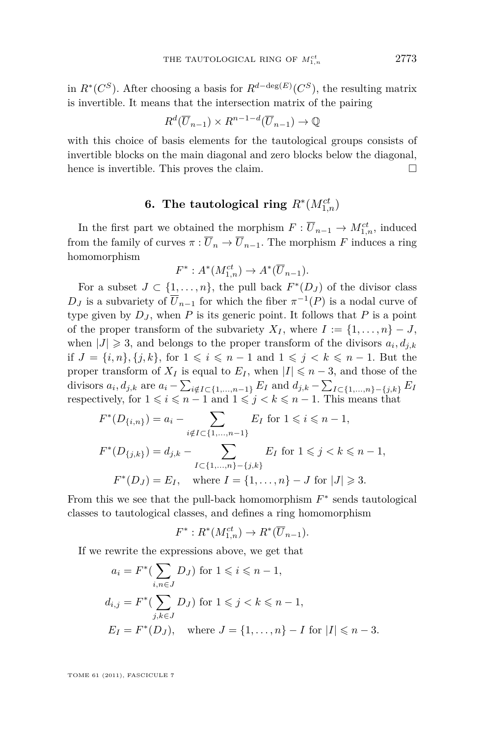in $R^*(C^S)$. After choosing a basis for $R^{d-\deg(E)}(C^S)$, the resulting matrix is invertible. It means that the intersection matrix of the pairing

$$R^d(\overline{U}_{n-1}) \times R^{n-1-d}(\overline{U}_{n-1}) \to \mathbb{Q}$$

with this choice of basis elements for the tautological groups consists of invertible blocks on the main diagonal and zero blocks below the diagonal, hence is invertible. This proves the claim. □

## 6. The tautological ring $R^*(M_{1,n}^{ct})$

In the first part we obtained the morphism $F : \overline{U}_{n-1} \to M_{1,n}^{ct}$, induced from the family of curves $\pi : \overline{U}_n \to \overline{U}_{n-1}$. The morphism $F$ induces a ring homomorphism

$$F^* : A^*(M_{1,n}^{ct}) \to A^*(\overline{U}_{n-1}).$$

For a subset $J \subset \{1, \dots, n\}$, the pull back $F^*(D_J)$ of the divisor class $D_J$ is a subvariety of $\overline{U}_{n-1}$ for which the fiber $\pi^{-1}(P)$ is a nodal curve of type given by $D_J$, when $P$ is its generic point. It follows that $P$ is a point of the proper transform of the subvariety $X_I$, where $I := \{1, \dots, n\} - J$, when $|J| \geqslant 3$, and belongs to the proper transform of the divisors $a_i, d_{j,k}$ if $J = \{i, n\}, \{j, k\}$, for $1 \leqslant i \leqslant n-1$ and $1 \leqslant j < k \leqslant n-1$. But the proper transform of $X_I$ is equal to $E_I$, when $|I| \leqslant n-3$, and those of the divisors $a_i, d_{j,k}$ are $a_i - \sum_{i \notin I \subset \{1,\dots,n-1\}} E_I$ and $d_{j,k} - \sum_{I \subset \{1,\dots,n\}-\{j,k\}} E_I$ respectively, for $1 \leqslant i \leqslant n-1$ and $1 \leqslant j < k \leqslant n-1$. This means that

$$F^*(D_{\{i,n\}}) = a_i - \sum_{i \notin I \subset \{1,\dots,n-1\}} E_I \text{ for } 1 \leqslant i \leqslant n-1,$$

$$F^*(D_{\{j,k\}}) = d_{j,k} - \sum_{I \subset \{1,\dots,n\}-\{j,k\}} E_I \text{ for } 1 \leqslant j < k \leqslant n-1,$$

$$F^*(D_J) = E_I, \quad \text{where } I = \{1, \dots, n\} - J \text{ for } |J| \geqslant 3.$$

From this we see that the pull-back homomorphism $F^*$ sends tautological classes to tautological classes, and defines a ring homomorphism

$$F^* : R^*(M_{1,n}^{ct}) \to R^*(\overline{U}_{n-1}).$$

If we rewrite the expressions above, we get that

$$a_i = F^*(\sum_{i,n \in J} D_J) \text{ for } 1 \leqslant i \leqslant n-1,$$

$$d_{i,j} = F^*(\sum_{j,k \in J} D_J) \text{ for } 1 \leqslant j < k \leqslant n-1,$$

$$E_I = F^*(D_J), \quad \text{where } J = \{1, \dots, n\} - I \text{ for } |I| \leqslant n-3.$$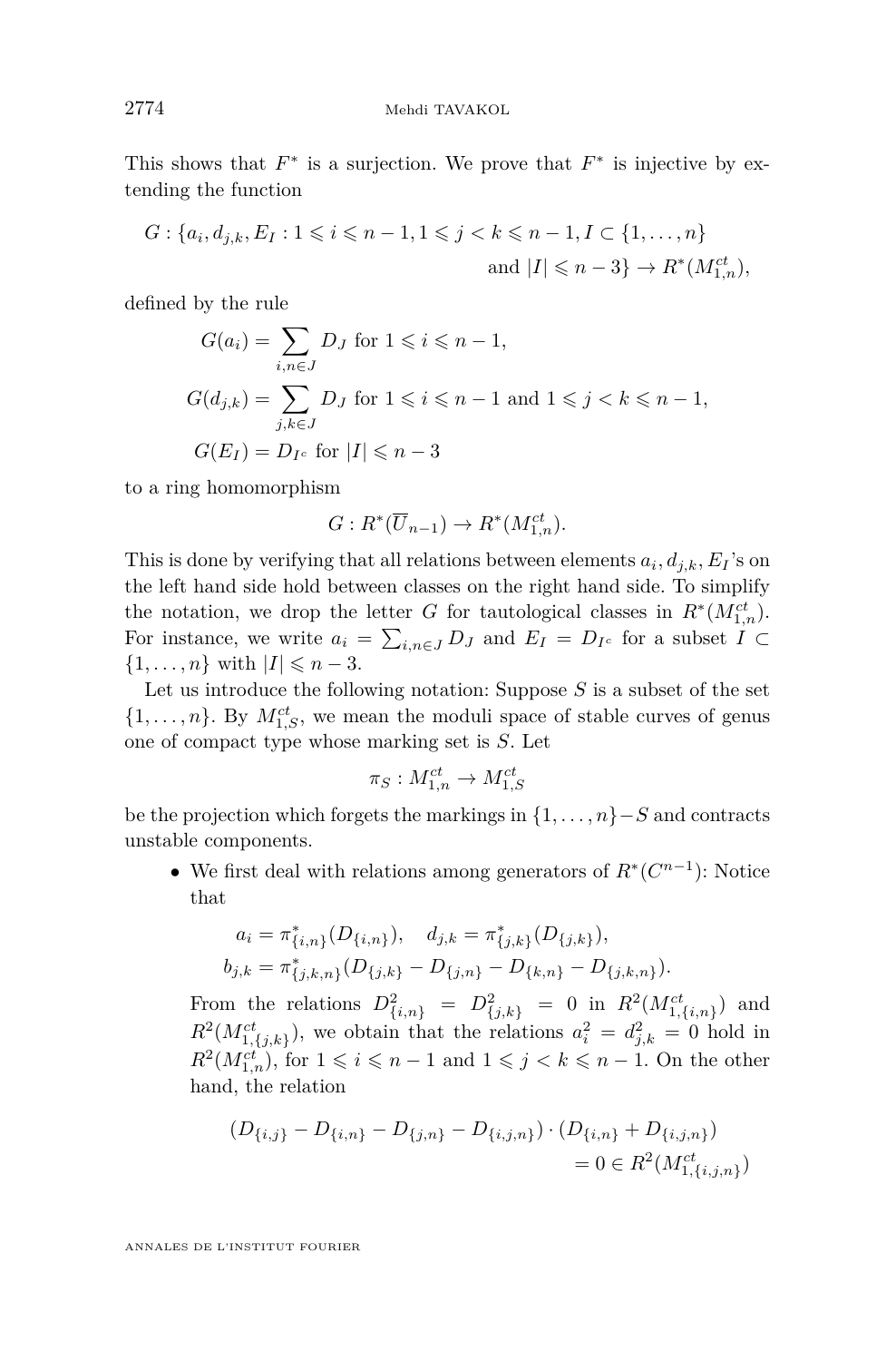This shows that $F^*$ is a surjection. We prove that $F^*$ is injective by extending the function

$$G : \{a_i, d_{j,k}, E_I : 1 \leqslant i \leqslant n-1, 1 \leqslant j < k \leqslant n-1, I \subset \{1, \dots, n\} \text{ and } |I| \leqslant n-3\} \to R^*(M_{1,n}^{ct}),$$

defined by the rule

$$G(a_i) = \sum_{i,n \in J} D_J \text{ for } 1 \leqslant i \leqslant n-1,$$

$$G(d_{j,k}) = \sum_{j,k \in J} D_J \text{ for } 1 \leqslant i \leqslant n-1 \text{ and } 1 \leqslant j < k \leqslant n-1,$$

$$G(E_I) = D_{I^c} \text{ for } |I| \leqslant n-3$$

to a ring homomorphism

$$G : R^*(\overline{U}_{n-1}) \to R^*(M_{1,n}^{ct}).$$

This is done by verifying that all relations between elements $a_i, d_{j,k}, E_I$'s on the left hand side hold between classes on the right hand side. To simplify the notation, we drop the letter $G$ for tautological classes in $R^*(M_{1,n}^{ct})$. For instance, we write $a_i = \sum_{i,n \in J} D_J$ and $E_I = D_{I^c}$ for a subset $I \subset \{1, \dots, n\}$ with $|I| \leqslant n-3$.

Let us introduce the following notation: Suppose $S$ is a subset of the set $\{1, \dots, n\}$. By $M_{1,S}^{ct}$, we mean the moduli space of stable curves of genus one of compact type whose marking set is $S$. Let

$$\pi_S : M_{1,n}^{ct} \to M_{1,S}^{ct}$$

be the projection which forgets the markings in $\{1, \dots, n\} - S$ and contracts unstable components.

- We first deal with relations among generators of $R^*(C^{n-1})$: Notice that

$$a_i = \pi_{\{i,n\}}^*(D_{\{i,n\}}), \quad d_{j,k} = \pi_{\{j,k\}}^*(D_{\{j,k\}}),$$
$$b_{j,k} = \pi_{\{j,k,n\}}^*(D_{\{j,k\}} - D_{\{j,n\}} - D_{\{k,n\}} - D_{\{j,k,n\}}).$$

  From the relations $D_{\{i,n\}}^2 = D_{\{j,k\}}^2 = 0$ in $R^2(M_{1,\{i,n\}}^{ct})$ and $R^2(M_{1,\{j,k\}}^{ct})$, we obtain that the relations $a_i^2 = d_{j,k}^2 = 0$ hold in $R^2(M_{1,n}^{ct})$, for $1 \leqslant i \leqslant n-1$ and $1 \leqslant j < k \leqslant n-1$. On the other hand, the relation

$$(D_{\{i,j\}} - D_{\{i,n\}} - D_{\{j,n\}} - D_{\{i,j,n\}}) \cdot (D_{\{i,n\}} + D_{\{i,j,n\}}) = 0 \in R^2(M_{1,\{i,j,n\}}^{ct})$$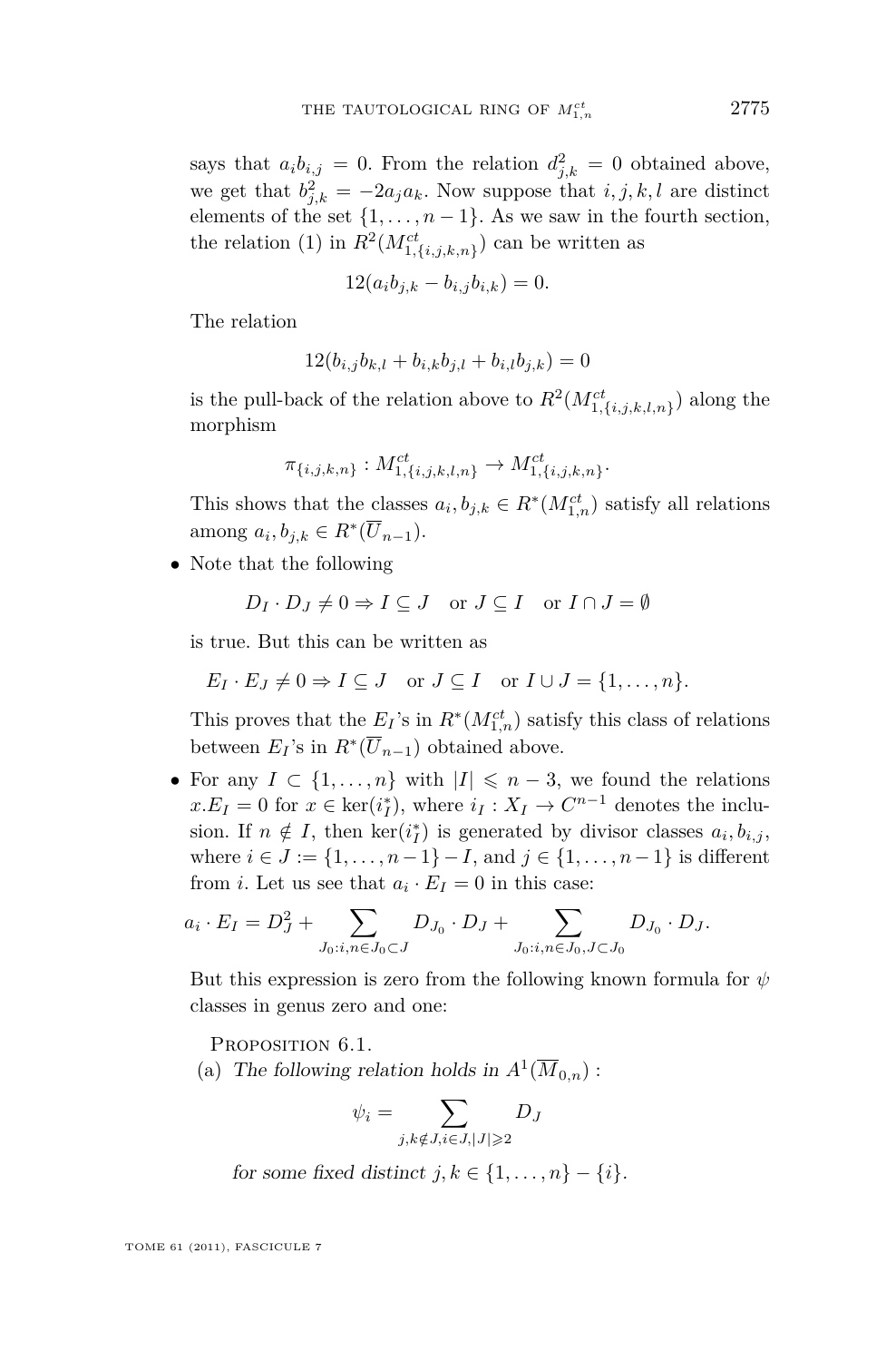says that $a_i b_{i,j} = 0$. From the relation $d_{j,k}^2 = 0$ obtained above, we get that $b_{j,k}^2 = -2a_j a_k$. Now suppose that $i,j,k,l$ are distinct elements of the set $\{1,\dots,n-1\}$. As we saw in the fourth section, the relation (1) in $R^2(M_{1,\{i,j,k,n\}}^{ct})$ can be written as

$$12(a_i b_{j,k} - b_{i,j} b_{i,k}) = 0.$$

The relation

$$12(b_{i,j} b_{k,l} + b_{i,k} b_{j,l} + b_{i,l} b_{j,k}) = 0$$

is the pull-back of the relation above to $R^2(M_{1,\{i,j,k,l,n\}}^{ct})$ along the morphism

$$\pi_{\{i,j,k,n\}} : M_{1,\{i,j,k,l,n\}}^{ct} \to M_{1,\{i,j,k,n\}}^{ct}.$$

This shows that the classes $a_i, b_{j,k} \in R^*(M_{1,n}^{ct})$ satisfy all relations among $a_i, b_{j,k} \in R^*(\overline{U}_{n-1})$.

- Note that the following

  $$D_I \cdot D_J \neq 0 \Rightarrow I \subseteq J \quad \text{or } J \subseteq I \quad \text{or } I \cap J = \emptyset$$

  is true. But this can be written as

  $$E_I \cdot E_J \neq 0 \Rightarrow I \subseteq J \quad \text{or } J \subseteq I \quad \text{or } I \cup J = \{1,\dots,n\}.$$

  This proves that the $E_I$'s in $R^*(M_{1,n}^{ct})$ satisfy this class of relations between $E_I$'s in $R^*(\overline{U}_{n-1})$ obtained above.

- For any $I \subset \{1,\dots,n\}$ with $|I| \leqslant n-3$, we found the relations $x.E_I = 0$ for $x \in \ker(i_I^*)$, where $i_I : X_I \to C^{n-1}$ denotes the inclusion. If $n \notin I$, then $\ker(i_I^*)$ is generated by divisor classes $a_i, b_{i,j}$, where $i \in J := \{1,\dots,n-1\} - I$, and $j \in \{1,\dots,n-1\}$ is different from $i$. Let us see that $a_i \cdot E_I = 0$ in this case:

$$a_i \cdot E_I = D_J^2 + \sum_{J_0 : i,n \in J_0 \subset J} D_{J_0} \cdot D_J + \sum_{J_0 : i,n \in J_0, J \subset J_0} D_{J_0} \cdot D_J.$$

  But this expression is zero from the following known formula for $\psi$ classes in genus zero and one:

  Proposition 6.1.
  (a) *The following relation holds in $A^1(\overline{M}_{0,n})$ :*

  $$\psi_i = \sum_{j,k \notin J, i \in J, |J| \geqslant 2} D_J$$

  *for some fixed distinct $j,k \in \{1,\dots,n\} - \{i\}$.*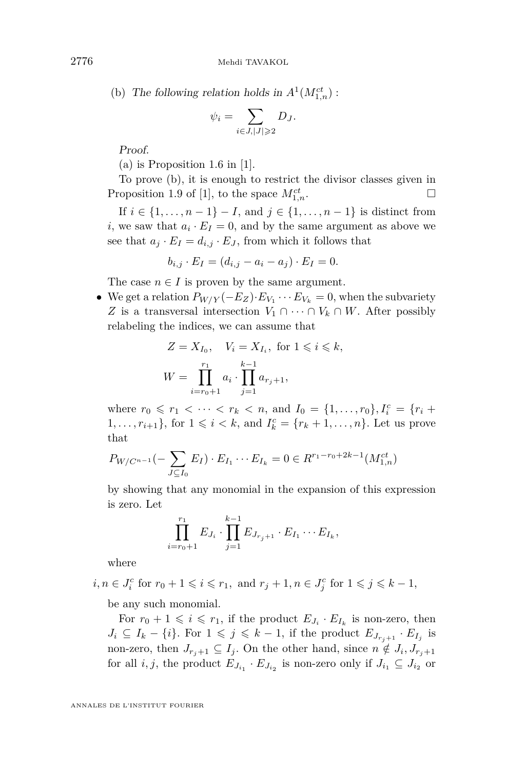(b) *The following relation holds in* $A^1(M_{1,n}^{ct})$ :

$$\psi_i = \sum_{i \in J, |J| \geqslant 2} D_J.$$

*Proof.*

(a) is Proposition 1.6 in [1].

To prove (b), it is enough to restrict the divisor classes given in Proposition 1.9 of [1], to the space $M_{1,n}^{ct}$. □

If $i \in \{1, \ldots, n-1\} - I$, and $j \in \{1, \ldots, n-1\}$ is distinct from $i$, we saw that $a_i \cdot E_I = 0$, and by the same argument as above we see that $a_j \cdot E_I = d_{i,j} \cdot E_J$, from which it follows that

$$b_{i,j} \cdot E_I = (d_{i,j} - a_i - a_j) \cdot E_I = 0.$$

The case $n \in I$ is proven by the same argument.

- We get a relation $P_{W/Y}(-E_Z) \cdot E_{V_1} \cdots E_{V_k} = 0$, when the subvariety $Z$ is a transversal intersection $V_1 \cap \cdots \cap V_k \cap W$. After possibly relabeling the indices, we can assume that

$$Z = X_{I_0}, \quad V_i = X_{I_i}, \text{ for } 1 \leqslant i \leqslant k,$$

$$W = \prod_{i=r_0+1}^{r_1} a_i \cdot \prod_{j=1}^{k-1} a_{r_j+1},$$

where $r_0 \leqslant r_1 < \cdots < r_k < n$, and $I_0 = \{1, \ldots, r_0\}, I_i^c = \{r_i + 1, \ldots, r_{i+1}\}$, for $1 \leqslant i < k$, and $I_k^c = \{r_k + 1, \ldots, n\}$. Let us prove that

$$P_{W/C^{n-1}}(-\sum_{J \subseteq I_0} E_I) \cdot E_{I_1} \cdots E_{I_k} = 0 \in R^{r_1 - r_0 + 2k - 1}(M_{1,n}^{ct})$$

by showing that any monomial in the expansion of this expression is zero. Let

$$\prod_{i=r_0+1}^{r_1} E_{J_i} \cdot \prod_{j=1}^{k-1} E_{J_{r_j+1}} \cdot E_{I_1} \cdots E_{I_k},$$

where

$$i, n \in J_i^c \text{ for } r_0 + 1 \leqslant i \leqslant r_1, \text{ and } r_j + 1, n \in J_j^c \text{ for } 1 \leqslant j \leqslant k-1,$$

be any such monomial.

For $r_0 + 1 \leqslant i \leqslant r_1$, if the product $E_{J_i} \cdot E_{I_k}$ is non-zero, then $J_i \subseteq I_k - \{i\}$. For $1 \leqslant j \leqslant k-1$, if the product $E_{J_{r_j+1}} \cdot E_{I_j}$ is non-zero, then $J_{r_j+1} \subseteq I_j$. On the other hand, since $n \notin J_i, J_{r_j+1}$ for all $i, j$, the product $E_{J_{i_1}} \cdot E_{J_{i_2}}$ is non-zero only if $J_{i_1} \subseteq J_{i_2}$ or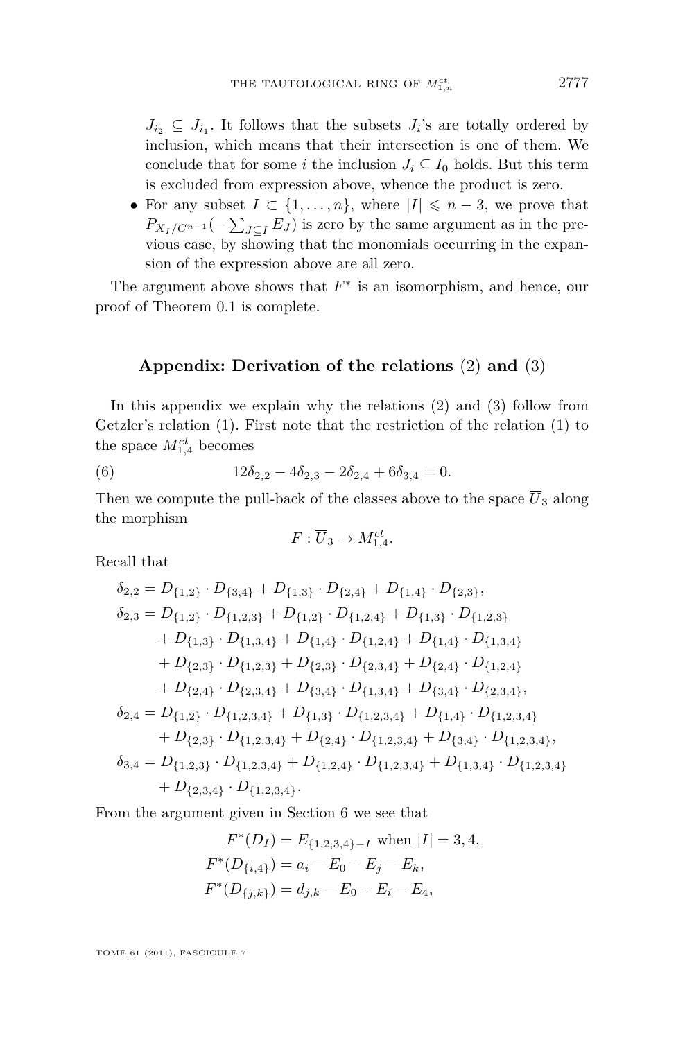$J_{i_2} \subseteq J_{i_1}$. It follows that the subsets $J_i$'s are totally ordered by inclusion, which means that their intersection is one of them. We conclude that for some $i$ the inclusion $J_i \subseteq I_0$ holds. But this term is excluded from expression above, whence the product is zero.

- For any subset $I \subset \{1, \ldots, n\}$, where $|I| \leqslant n-3$, we prove that $P_{X_I/C^{n-1}}(-\sum_{J \subseteq I} E_J)$ is zero by the same argument as in the previous case, by showing that the monomials occurring in the expansion of the expression above are all zero.

The argument above shows that $F^*$ is an isomorphism, and hence, our proof of Theorem 0.1 is complete.

## Appendix: Derivation of the relations (2) and (3)

In this appendix we explain why the relations (2) and (3) follow from Getzler's relation (1). First note that the restriction of the relation (1) to the space $M_{1,4}^{ct}$ becomes

$$12\delta_{2,2} - 4\delta_{2,3} - 2\delta_{2,4} + 6\delta_{3,4} = 0. \tag{6}$$

Then we compute the pull-back of the classes above to the space $\overline{U}_3$ along the morphism

$$F : \overline{U}_3 \to M_{1,4}^{ct}.$$

Recall that

$$\begin{aligned}
\delta_{2,2} &= D_{\{1,2\}} \cdot D_{\{3,4\}} + D_{\{1,3\}} \cdot D_{\{2,4\}} + D_{\{1,4\}} \cdot D_{\{2,3\}}, \\
\delta_{2,3} &= D_{\{1,2\}} \cdot D_{\{1,2,3\}} + D_{\{1,2\}} \cdot D_{\{1,2,4\}} + D_{\{1,3\}} \cdot D_{\{1,2,3\}} \\
&\quad + D_{\{1,3\}} \cdot D_{\{1,3,4\}} + D_{\{1,4\}} \cdot D_{\{1,2,4\}} + D_{\{1,4\}} \cdot D_{\{1,3,4\}} \\
&\quad + D_{\{2,3\}} \cdot D_{\{1,2,3\}} + D_{\{2,3\}} \cdot D_{\{2,3,4\}} + D_{\{2,4\}} \cdot D_{\{1,2,4\}} \\
&\quad + D_{\{2,4\}} \cdot D_{\{2,3,4\}} + D_{\{3,4\}} \cdot D_{\{1,3,4\}} + D_{\{3,4\}} \cdot D_{\{2,3,4\}}, \\
\delta_{2,4} &= D_{\{1,2\}} \cdot D_{\{1,2,3,4\}} + D_{\{1,3\}} \cdot D_{\{1,2,3,4\}} + D_{\{1,4\}} \cdot D_{\{1,2,3,4\}} \\
&\quad + D_{\{2,3\}} \cdot D_{\{1,2,3,4\}} + D_{\{2,4\}} \cdot D_{\{1,2,3,4\}} + D_{\{3,4\}} \cdot D_{\{1,2,3,4\}}, \\
\delta_{3,4} &= D_{\{1,2,3\}} \cdot D_{\{1,2,3,4\}} + D_{\{1,2,4\}} \cdot D_{\{1,2,3,4\}} + D_{\{1,3,4\}} \cdot D_{\{1,2,3,4\}} \\
&\quad + D_{\{2,3,4\}} \cdot D_{\{1,2,3,4\}}.
\end{aligned}$$

From the argument given in Section 6 we see that

$$\begin{aligned}
F^*(D_I) &= E_{\{1,2,3,4\}-I} \text{ when } |I| = 3, 4, \\
F^*(D_{\{i,4\}}) &= a_i - E_0 - E_j - E_k, \\
F^*(D_{\{j,k\}}) &= d_{j,k} - E_0 - E_i - E_4,
\end{aligned}$$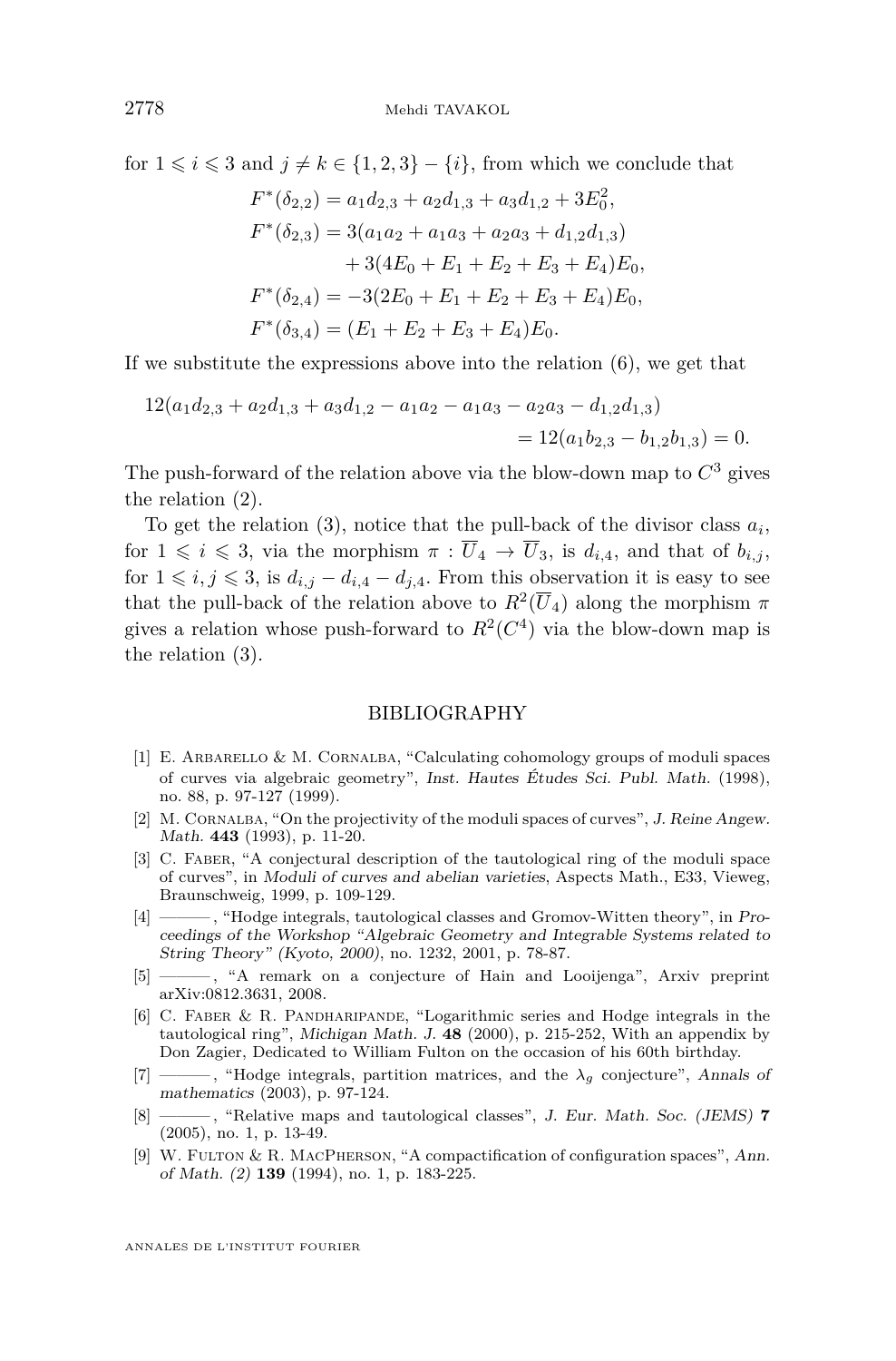for $1 \leqslant i \leqslant 3$ and $j \neq k \in \{1,2,3\} - \{i\}$, from which we conclude that

$$
\begin{aligned}
F^*(\delta_{2,2}) &= a_1 d_{2,3} + a_2 d_{1,3} + a_3 d_{1,2} + 3E_0^2,\\
F^*(\delta_{2,3}) &= 3(a_1 a_2 + a_1 a_3 + a_2 a_3 + d_{1,2} d_{1,3})\\
&\quad + 3(4E_0 + E_1 + E_2 + E_3 + E_4)E_0,\\
F^*(\delta_{2,4}) &= -3(2E_0 + E_1 + E_2 + E_3 + E_4)E_0,\\
F^*(\delta_{3,4}) &= (E_1 + E_2 + E_3 + E_4)E_0.
\end{aligned}
$$

If we substitute the expressions above into the relation (6), we get that

$$
\begin{aligned}
12(a_1 d_{2,3} + a_2 d_{1,3} + a_3 d_{1,2} - a_1 a_2 - a_1 a_3 - a_2 a_3 - d_{1,2} d_{1,3})&\\
= 12(a_1 b_{2,3} - b_{1,2} b_{1,3}) = 0.&
\end{aligned}
$$

The push-forward of the relation above via the blow-down map to $C^3$ gives the relation (2).

To get the relation (3), notice that the pull-back of the divisor class $a_i$, for $1 \leqslant i \leqslant 3$, via the morphism $\pi : \overline{U}_4 \to \overline{U}_3$, is $d_{i,4}$, and that of $b_{i,j}$, for $1 \leqslant i,j \leqslant 3$, is $d_{i,j} - d_{i,4} - d_{j,4}$. From this observation it is easy to see that the pull-back of the relation above to $R^2(\overline{U}_4)$ along the morphism $\pi$ gives a relation whose push-forward to $R^2(C^4)$ via the blow-down map is the relation (3).

## BIBLIOGRAPHY

[1] E. Arbarello & M. Cornalba, "Calculating cohomology groups of moduli spaces of curves via algebraic geometry", *Inst. Hautes Études Sci. Publ. Math.* (1998), no. 88, p. 97-127 (1999).

[2] M. Cornalba, "On the projectivity of the moduli spaces of curves", *J. Reine Angew. Math.* **443** (1993), p. 11-20.

[3] C. Faber, "A conjectural description of the tautological ring of the moduli space of curves", in *Moduli of curves and abelian varieties*, Aspects Math., E33, Vieweg, Braunschweig, 1999, p. 109-129.

[4] ———, "Hodge integrals, tautological classes and Gromov-Witten theory", in *Proceedings of the Workshop "Algebraic Geometry and Integrable Systems related to String Theory" (Kyoto, 2000)*, no. 1232, 2001, p. 78-87.

[5] ———, "A remark on a conjecture of Hain and Looijenga", Arxiv preprint arXiv:0812.3631, 2008.

[6] C. Faber & R. Pandharipande, "Logarithmic series and Hodge integrals in the tautological ring", *Michigan Math. J.* **48** (2000), p. 215-252, With an appendix by Don Zagier, Dedicated to William Fulton on the occasion of his 60th birthday.

[7] ———, "Hodge integrals, partition matrices, and the $\lambda_g$ conjecture", *Annals of mathematics* (2003), p. 97-124.

[8] ———, "Relative maps and tautological classes", *J. Eur. Math. Soc. (JEMS)* **7** (2005), no. 1, p. 13-49.

[9] W. Fulton & R. MacPherson, "A compactification of configuration spaces", *Ann. of Math. (2)* **139** (1994), no. 1, p. 183-225.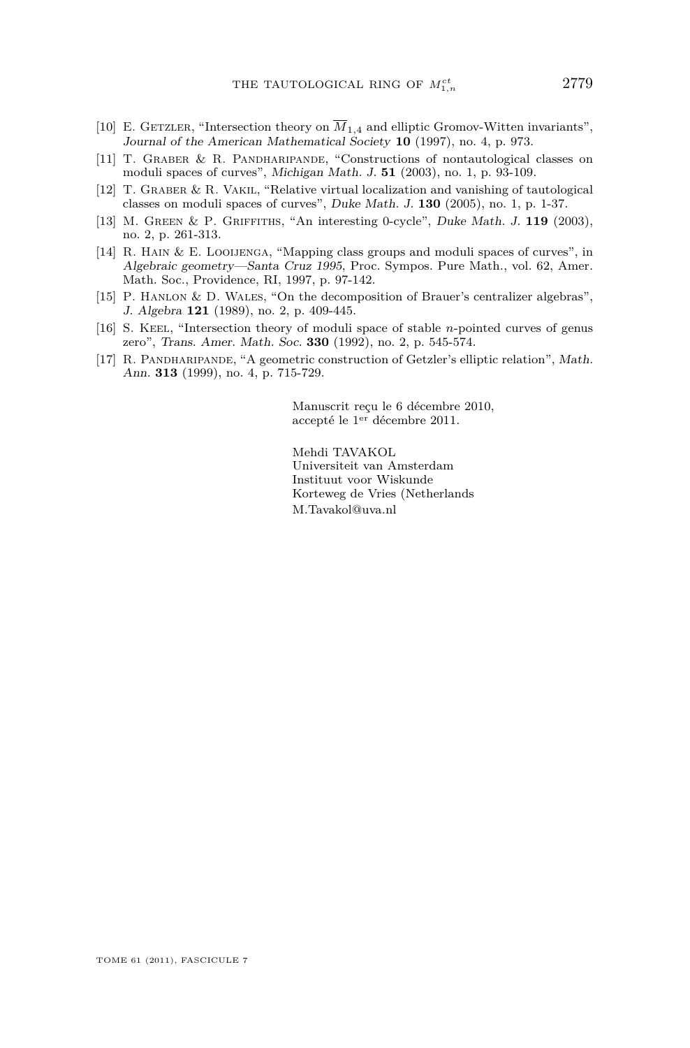[10] E. Getzler, "Intersection theory on $\overline{M}_{1,4}$ and elliptic Gromov-Witten invariants", *Journal of the American Mathematical Society* **10** (1997), no. 4, p. 973.

[11] T. Graber & R. Pandharipande, "Constructions of nontautological classes on moduli spaces of curves", *Michigan Math. J.* **51** (2003), no. 1, p. 93-109.

[12] T. Graber & R. Vakil, "Relative virtual localization and vanishing of tautological classes on moduli spaces of curves", *Duke Math. J.* **130** (2005), no. 1, p. 1-37.

[13] M. Green & P. Griffiths, "An interesting 0-cycle", *Duke Math. J.* **119** (2003), no. 2, p. 261-313.

[14] R. Hain & E. Looijenga, "Mapping class groups and moduli spaces of curves", in *Algebraic geometry—Santa Cruz 1995*, Proc. Sympos. Pure Math., vol. 62, Amer. Math. Soc., Providence, RI, 1997, p. 97-142.

[15] P. Hanlon & D. Wales, "On the decomposition of Brauer's centralizer algebras", *J. Algebra* **121** (1989), no. 2, p. 409-445.

[16] S. Keel, "Intersection theory of moduli space of stable $n$-pointed curves of genus zero", *Trans. Amer. Math. Soc.* **330** (1992), no. 2, p. 545-574.

[17] R. Pandharipande, "A geometric construction of Getzler's elliptic relation", *Math. Ann.* **313** (1999), no. 4, p. 715-729.

Manuscrit reçu le 6 décembre 2010,
accepté le 1er décembre 2011.

Mehdi TAVAKOL
Universiteit van Amsterdam
Instituut voor Wiskunde
Korteweg de Vries (Netherlands
M.Tavakol@uva.nl